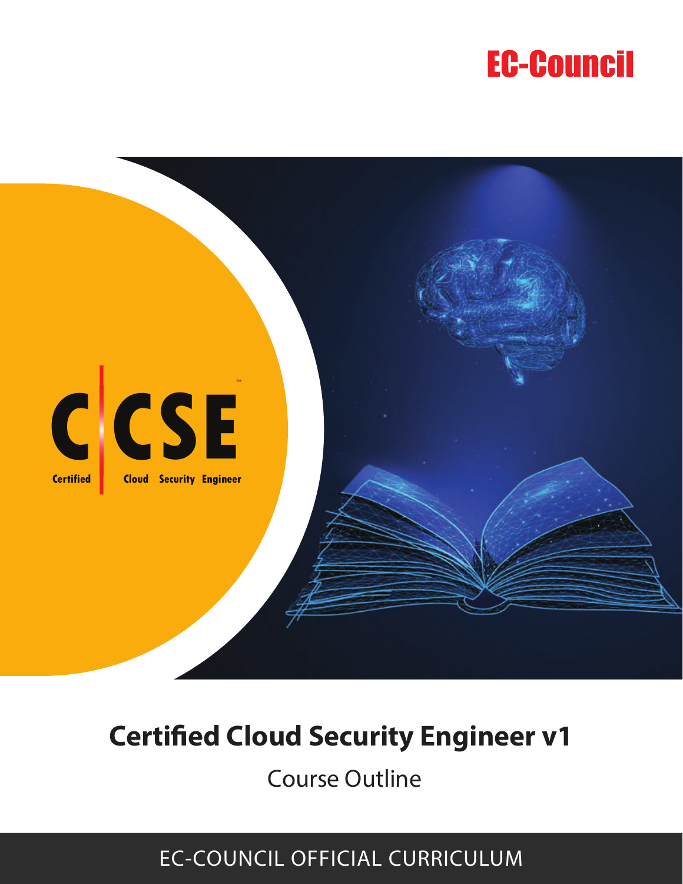EC-Council

C|CSE™

Certified | Cloud Security Engineer

# Certified Cloud Security Engineer v1

Course Outline

EC-COUNCIL OFFICIAL CURRICULUM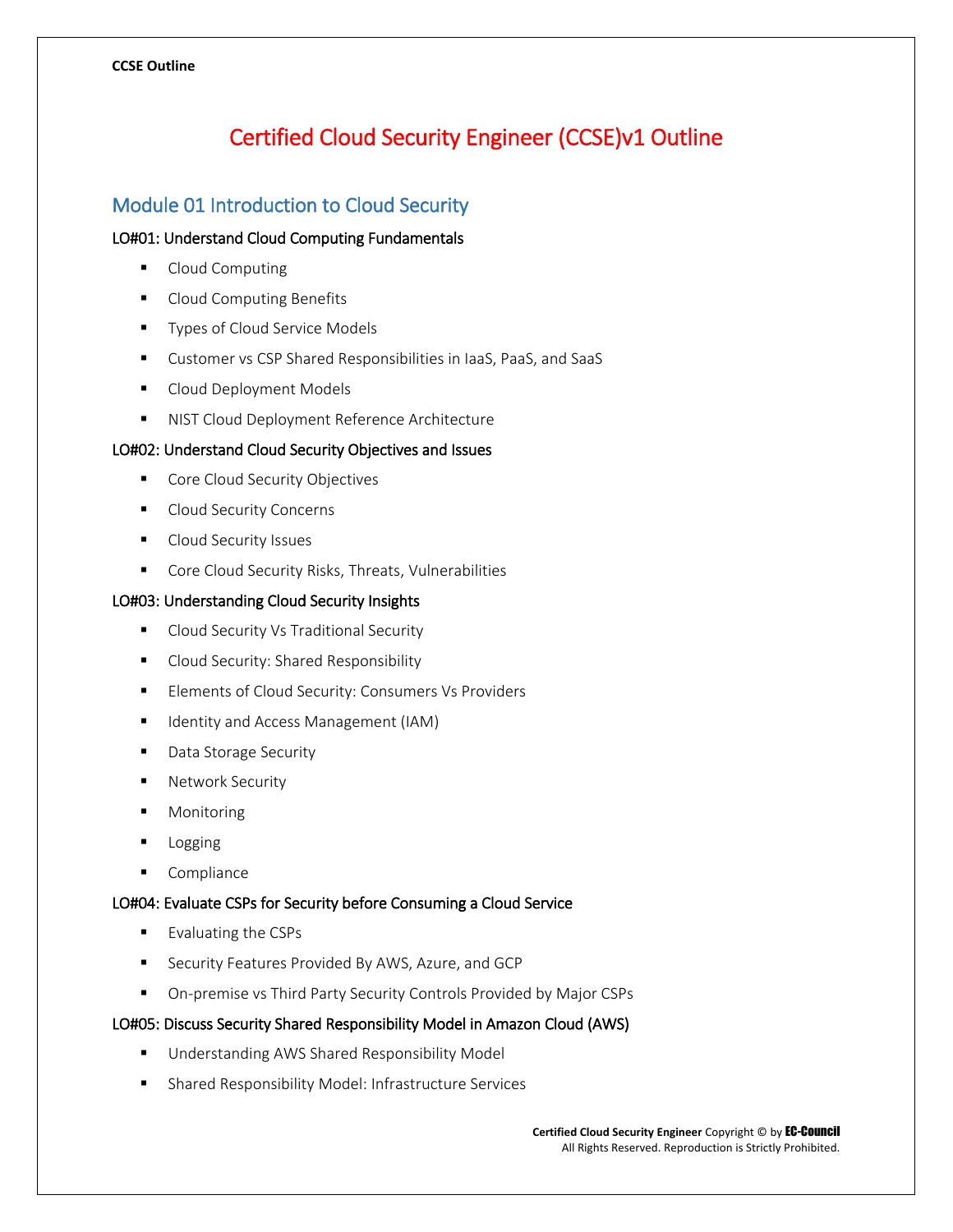# Certified Cloud Security Engineer (CCSE)v1 Outline

## Module 01 Introduction to Cloud Security

### LO#01: Understand Cloud Computing Fundamentals

- Cloud Computing
- Cloud Computing Benefits
- Types of Cloud Service Models
- Customer vs CSP Shared Responsibilities in IaaS, PaaS, and SaaS
- Cloud Deployment Models
- NIST Cloud Deployment Reference Architecture

### LO#02: Understand Cloud Security Objectives and Issues

- Core Cloud Security Objectives
- Cloud Security Concerns
- Cloud Security Issues
- Core Cloud Security Risks, Threats, Vulnerabilities

### LO#03: Understanding Cloud Security Insights

- Cloud Security Vs Traditional Security
- Cloud Security: Shared Responsibility
- Elements of Cloud Security: Consumers Vs Providers
- Identity and Access Management (IAM)
- Data Storage Security
- Network Security
- Monitoring
- Logging
- Compliance

### LO#04: Evaluate CSPs for Security before Consuming a Cloud Service

- Evaluating the CSPs
- Security Features Provided By AWS, Azure, and GCP
- On-premise vs Third Party Security Controls Provided by Major CSPs

### LO#05: Discuss Security Shared Responsibility Model in Amazon Cloud (AWS)

- Understanding AWS Shared Responsibility Model
- Shared Responsibility Model: Infrastructure Services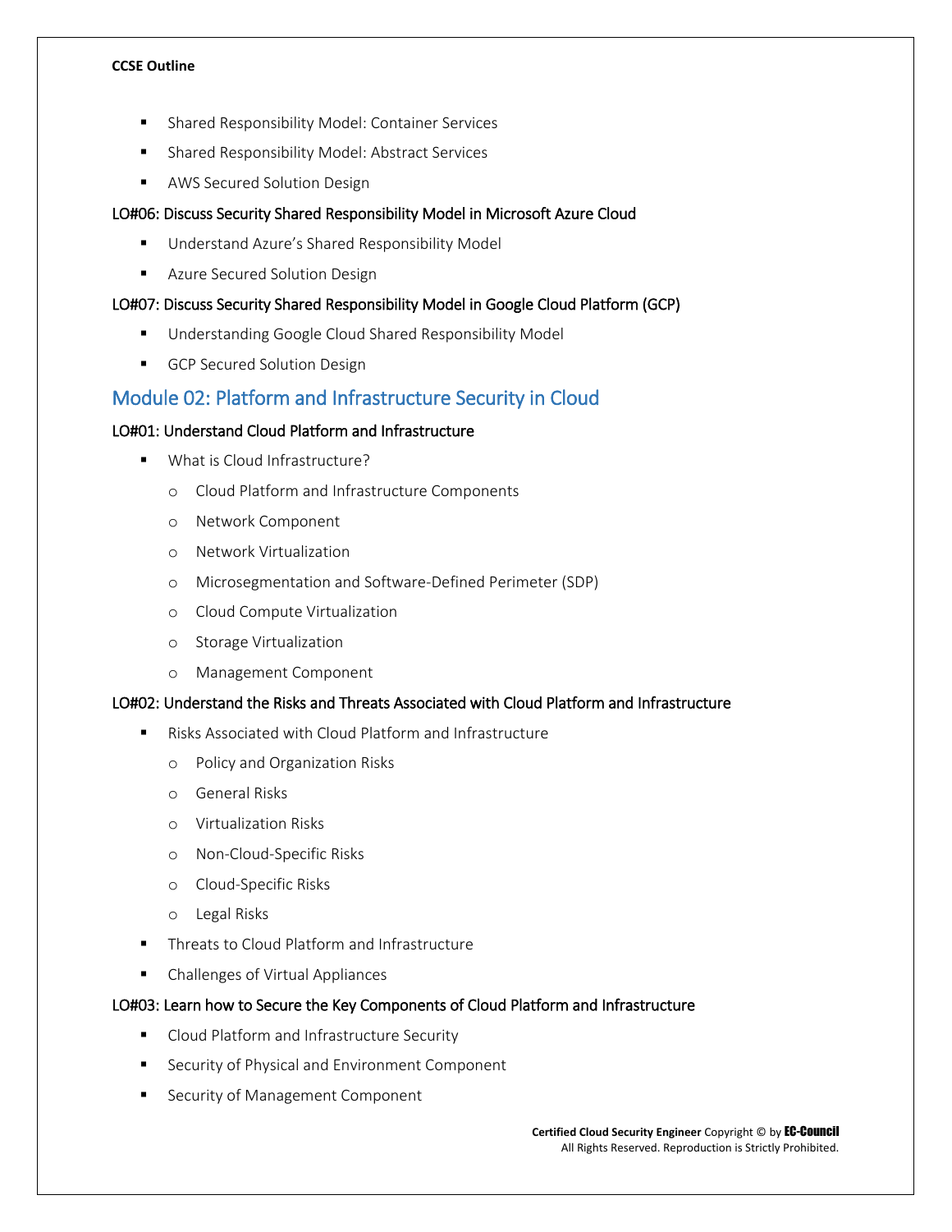- Shared Responsibility Model: Container Services
- Shared Responsibility Model: Abstract Services
- AWS Secured Solution Design

#### LO#06: Discuss Security Shared Responsibility Model in Microsoft Azure Cloud

- Understand Azure's Shared Responsibility Model
- Azure Secured Solution Design

#### LO#07: Discuss Security Shared Responsibility Model in Google Cloud Platform (GCP)

- Understanding Google Cloud Shared Responsibility Model
- GCP Secured Solution Design

## Module 02: Platform and Infrastructure Security in Cloud

#### LO#01: Understand Cloud Platform and Infrastructure

- What is Cloud Infrastructure?
  - Cloud Platform and Infrastructure Components
  - Network Component
  - Network Virtualization
  - Microsegmentation and Software-Defined Perimeter (SDP)
  - Cloud Compute Virtualization
  - Storage Virtualization
  - Management Component

#### LO#02: Understand the Risks and Threats Associated with Cloud Platform and Infrastructure

- Risks Associated with Cloud Platform and Infrastructure
  - Policy and Organization Risks
  - General Risks
  - Virtualization Risks
  - Non-Cloud-Specific Risks
  - Cloud-Specific Risks
  - Legal Risks
- Threats to Cloud Platform and Infrastructure
- Challenges of Virtual Appliances

#### LO#03: Learn how to Secure the Key Components of Cloud Platform and Infrastructure

- Cloud Platform and Infrastructure Security
- Security of Physical and Environment Component
- Security of Management Component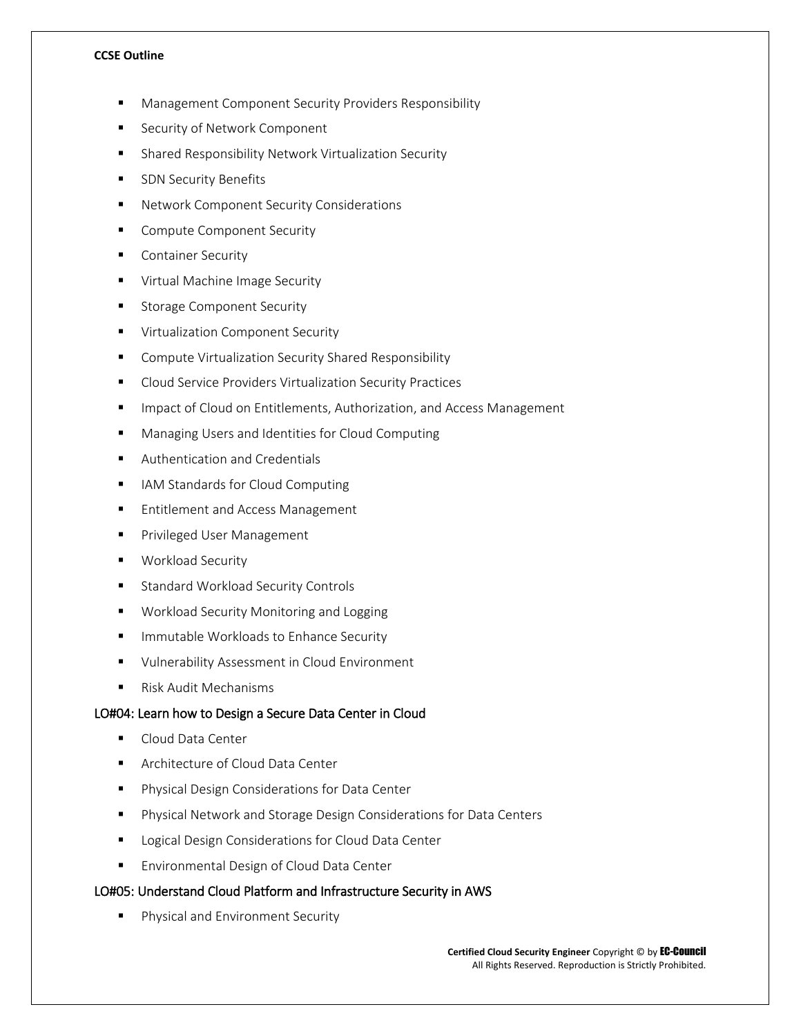- Management Component Security Providers Responsibility
- Security of Network Component
- Shared Responsibility Network Virtualization Security
- SDN Security Benefits
- Network Component Security Considerations
- Compute Component Security
- Container Security
- Virtual Machine Image Security
- Storage Component Security
- Virtualization Component Security
- Compute Virtualization Security Shared Responsibility
- Cloud Service Providers Virtualization Security Practices
- Impact of Cloud on Entitlements, Authorization, and Access Management
- Managing Users and Identities for Cloud Computing
- Authentication and Credentials
- IAM Standards for Cloud Computing
- Entitlement and Access Management
- Privileged User Management
- Workload Security
- Standard Workload Security Controls
- Workload Security Monitoring and Logging
- Immutable Workloads to Enhance Security
- Vulnerability Assessment in Cloud Environment
- Risk Audit Mechanisms

## LO#04: Learn how to Design a Secure Data Center in Cloud

- Cloud Data Center
- Architecture of Cloud Data Center
- Physical Design Considerations for Data Center
- Physical Network and Storage Design Considerations for Data Centers
- Logical Design Considerations for Cloud Data Center
- Environmental Design of Cloud Data Center

## LO#05: Understand Cloud Platform and Infrastructure Security in AWS

- Physical and Environment Security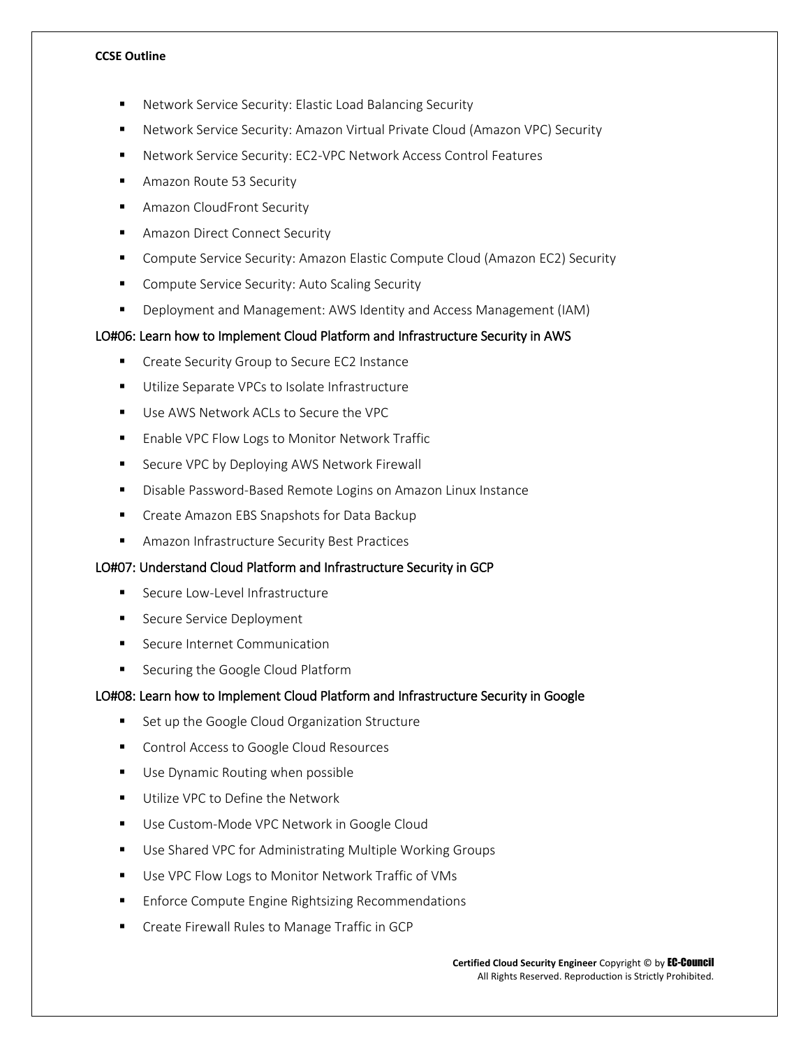- Network Service Security: Elastic Load Balancing Security
- Network Service Security: Amazon Virtual Private Cloud (Amazon VPC) Security
- Network Service Security: EC2-VPC Network Access Control Features
- Amazon Route 53 Security
- Amazon CloudFront Security
- Amazon Direct Connect Security
- Compute Service Security: Amazon Elastic Compute Cloud (Amazon EC2) Security
- Compute Service Security: Auto Scaling Security
- Deployment and Management: AWS Identity and Access Management (IAM)

### LO#06: Learn how to Implement Cloud Platform and Infrastructure Security in AWS

- Create Security Group to Secure EC2 Instance
- Utilize Separate VPCs to Isolate Infrastructure
- Use AWS Network ACLs to Secure the VPC
- Enable VPC Flow Logs to Monitor Network Traffic
- Secure VPC by Deploying AWS Network Firewall
- Disable Password-Based Remote Logins on Amazon Linux Instance
- Create Amazon EBS Snapshots for Data Backup
- Amazon Infrastructure Security Best Practices

### LO#07: Understand Cloud Platform and Infrastructure Security in GCP

- Secure Low-Level Infrastructure
- Secure Service Deployment
- Secure Internet Communication
- Securing the Google Cloud Platform

### LO#08: Learn how to Implement Cloud Platform and Infrastructure Security in Google

- Set up the Google Cloud Organization Structure
- Control Access to Google Cloud Resources
- Use Dynamic Routing when possible
- Utilize VPC to Define the Network
- Use Custom-Mode VPC Network in Google Cloud
- Use Shared VPC for Administrating Multiple Working Groups
- Use VPC Flow Logs to Monitor Network Traffic of VMs
- Enforce Compute Engine Rightsizing Recommendations
- Create Firewall Rules to Manage Traffic in GCP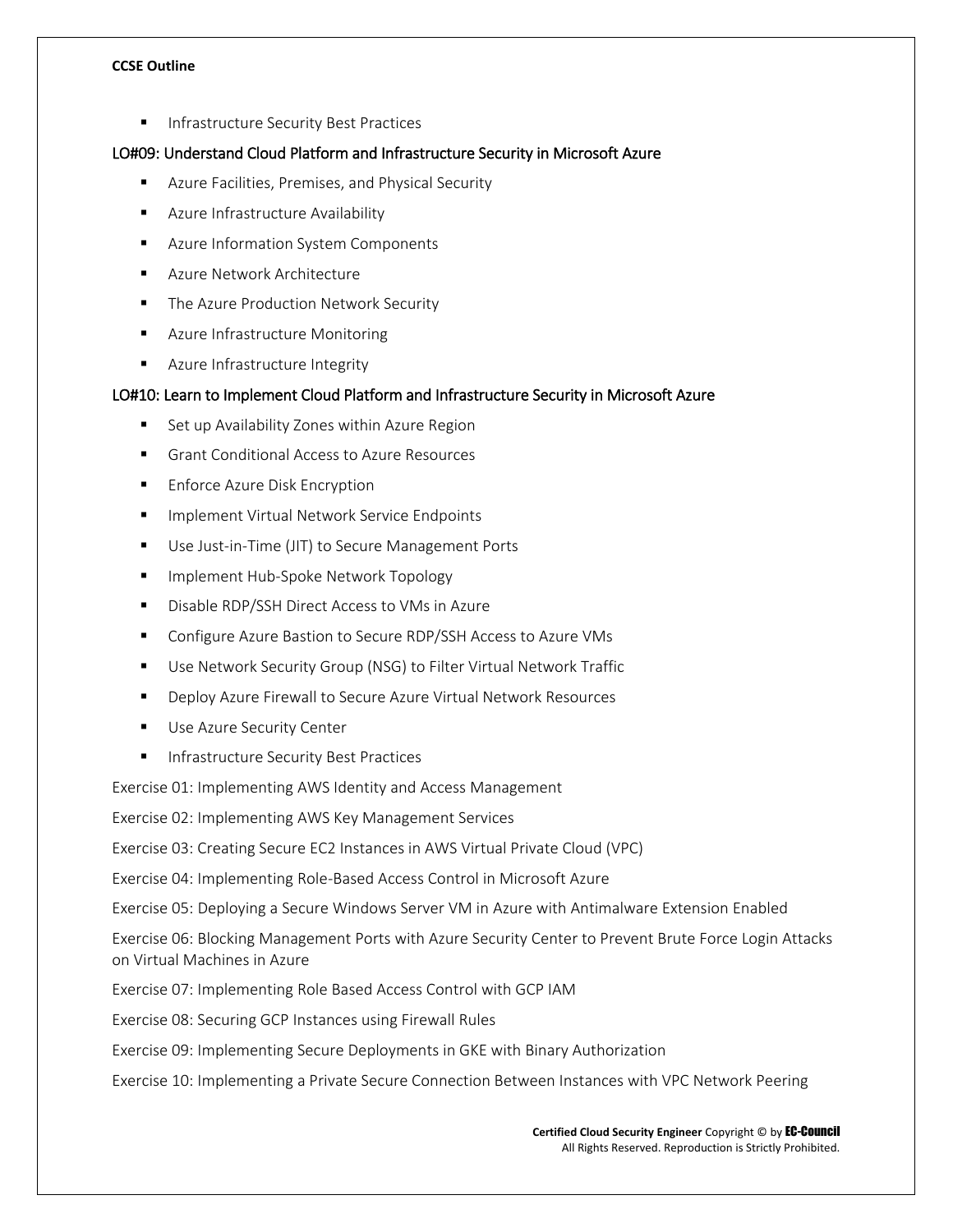- Infrastructure Security Best Practices

### LO#09: Understand Cloud Platform and Infrastructure Security in Microsoft Azure

- Azure Facilities, Premises, and Physical Security
- Azure Infrastructure Availability
- Azure Information System Components
- Azure Network Architecture
- The Azure Production Network Security
- Azure Infrastructure Monitoring
- Azure Infrastructure Integrity

### LO#10: Learn to Implement Cloud Platform and Infrastructure Security in Microsoft Azure

- Set up Availability Zones within Azure Region
- Grant Conditional Access to Azure Resources
- Enforce Azure Disk Encryption
- Implement Virtual Network Service Endpoints
- Use Just-in-Time (JIT) to Secure Management Ports
- Implement Hub-Spoke Network Topology
- Disable RDP/SSH Direct Access to VMs in Azure
- Configure Azure Bastion to Secure RDP/SSH Access to Azure VMs
- Use Network Security Group (NSG) to Filter Virtual Network Traffic
- Deploy Azure Firewall to Secure Azure Virtual Network Resources
- Use Azure Security Center
- Infrastructure Security Best Practices

Exercise 01: Implementing AWS Identity and Access Management

Exercise 02: Implementing AWS Key Management Services

Exercise 03: Creating Secure EC2 Instances in AWS Virtual Private Cloud (VPC)

Exercise 04: Implementing Role-Based Access Control in Microsoft Azure

Exercise 05: Deploying a Secure Windows Server VM in Azure with Antimalware Extension Enabled

Exercise 06: Blocking Management Ports with Azure Security Center to Prevent Brute Force Login Attacks on Virtual Machines in Azure

Exercise 07: Implementing Role Based Access Control with GCP IAM

Exercise 08: Securing GCP Instances using Firewall Rules

Exercise 09: Implementing Secure Deployments in GKE with Binary Authorization

Exercise 10: Implementing a Private Secure Connection Between Instances with VPC Network Peering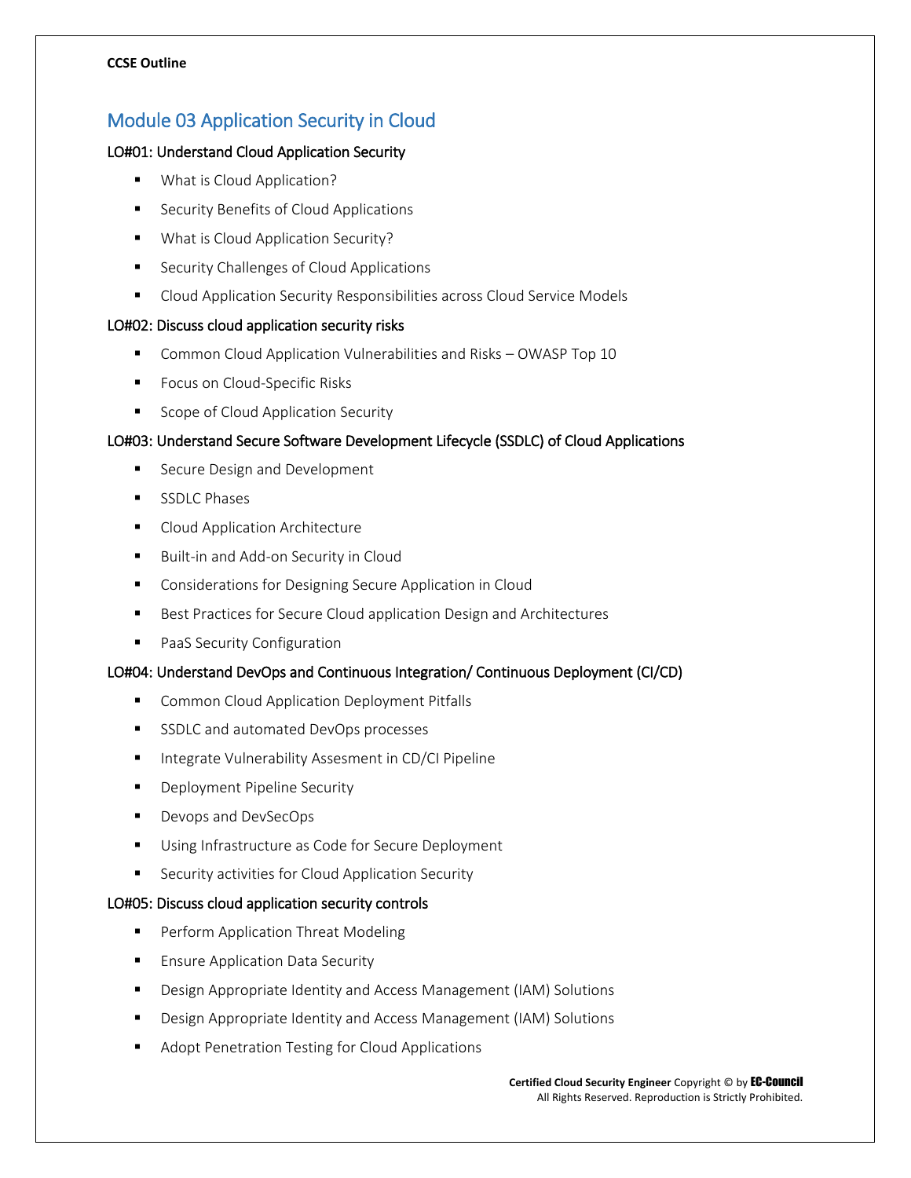## Module 03 Application Security in Cloud

### LO#01: Understand Cloud Application Security

- What is Cloud Application?
- Security Benefits of Cloud Applications
- What is Cloud Application Security?
- Security Challenges of Cloud Applications
- Cloud Application Security Responsibilities across Cloud Service Models

### LO#02: Discuss cloud application security risks

- Common Cloud Application Vulnerabilities and Risks – OWASP Top 10
- Focus on Cloud-Specific Risks
- Scope of Cloud Application Security

### LO#03: Understand Secure Software Development Lifecycle (SSDLC) of Cloud Applications

- Secure Design and Development
- SSDLC Phases
- Cloud Application Architecture
- Built-in and Add-on Security in Cloud
- Considerations for Designing Secure Application in Cloud
- Best Practices for Secure Cloud application Design and Architectures
- PaaS Security Configuration

### LO#04: Understand DevOps and Continuous Integration/ Continuous Deployment (CI/CD)

- Common Cloud Application Deployment Pitfalls
- SSDLC and automated DevOps processes
- Integrate Vulnerability Assesment in CD/CI Pipeline
- Deployment Pipeline Security
- Devops and DevSecOps
- Using Infrastructure as Code for Secure Deployment
- Security activities for Cloud Application Security

### LO#05: Discuss cloud application security controls

- Perform Application Threat Modeling
- Ensure Application Data Security
- Design Appropriate Identity and Access Management (IAM) Solutions
- Design Appropriate Identity and Access Management (IAM) Solutions
- Adopt Penetration Testing for Cloud Applications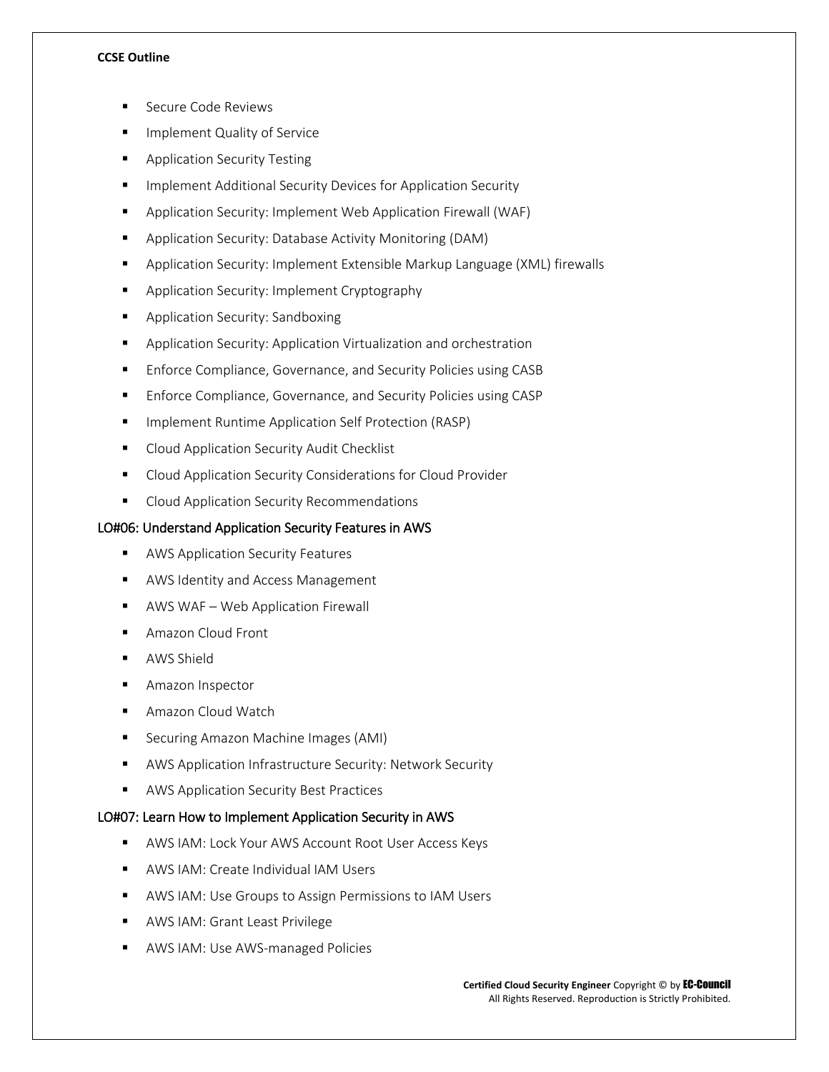- Secure Code Reviews
- Implement Quality of Service
- Application Security Testing
- Implement Additional Security Devices for Application Security
- Application Security: Implement Web Application Firewall (WAF)
- Application Security: Database Activity Monitoring (DAM)
- Application Security: Implement Extensible Markup Language (XML) firewalls
- Application Security: Implement Cryptography
- Application Security: Sandboxing
- Application Security: Application Virtualization and orchestration
- Enforce Compliance, Governance, and Security Policies using CASB
- Enforce Compliance, Governance, and Security Policies using CASP
- Implement Runtime Application Self Protection (RASP)
- Cloud Application Security Audit Checklist
- Cloud Application Security Considerations for Cloud Provider
- Cloud Application Security Recommendations

### LO#06: Understand Application Security Features in AWS

- AWS Application Security Features
- AWS Identity and Access Management
- AWS WAF – Web Application Firewall
- Amazon Cloud Front
- AWS Shield
- Amazon Inspector
- Amazon Cloud Watch
- Securing Amazon Machine Images (AMI)
- AWS Application Infrastructure Security: Network Security
- AWS Application Security Best Practices

### LO#07: Learn How to Implement Application Security in AWS

- AWS IAM: Lock Your AWS Account Root User Access Keys
- AWS IAM: Create Individual IAM Users
- AWS IAM: Use Groups to Assign Permissions to IAM Users
- AWS IAM: Grant Least Privilege
- AWS IAM: Use AWS-managed Policies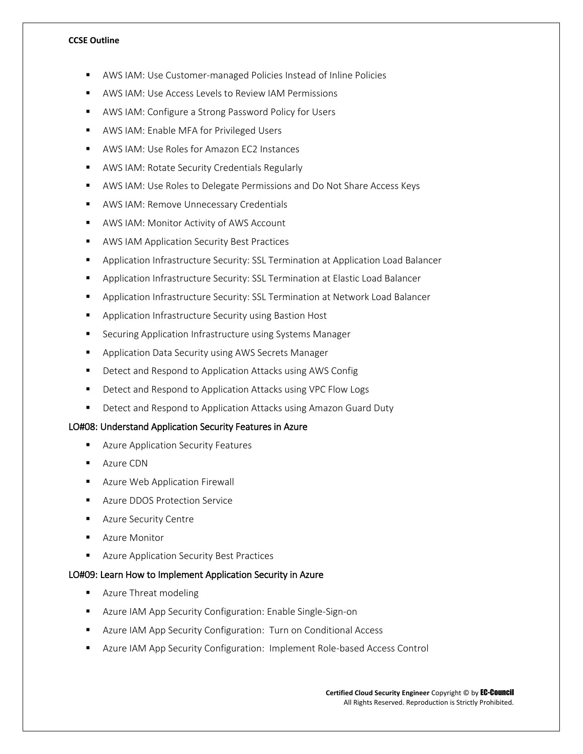- AWS IAM: Use Customer-managed Policies Instead of Inline Policies
- AWS IAM: Use Access Levels to Review IAM Permissions
- AWS IAM: Configure a Strong Password Policy for Users
- AWS IAM: Enable MFA for Privileged Users
- AWS IAM: Use Roles for Amazon EC2 Instances
- AWS IAM: Rotate Security Credentials Regularly
- AWS IAM: Use Roles to Delegate Permissions and Do Not Share Access Keys
- AWS IAM: Remove Unnecessary Credentials
- AWS IAM: Monitor Activity of AWS Account
- AWS IAM Application Security Best Practices
- Application Infrastructure Security: SSL Termination at Application Load Balancer
- Application Infrastructure Security: SSL Termination at Elastic Load Balancer
- Application Infrastructure Security: SSL Termination at Network Load Balancer
- Application Infrastructure Security using Bastion Host
- Securing Application Infrastructure using Systems Manager
- Application Data Security using AWS Secrets Manager
- Detect and Respond to Application Attacks using AWS Config
- Detect and Respond to Application Attacks using VPC Flow Logs
- Detect and Respond to Application Attacks using Amazon Guard Duty

### LO#08: Understand Application Security Features in Azure

- Azure Application Security Features
- Azure CDN
- Azure Web Application Firewall
- Azure DDOS Protection Service
- Azure Security Centre
- Azure Monitor
- Azure Application Security Best Practices

### LO#09: Learn How to Implement Application Security in Azure

- Azure Threat modeling
- Azure IAM App Security Configuration: Enable Single-Sign-on
- Azure IAM App Security Configuration: Turn on Conditional Access
- Azure IAM App Security Configuration: Implement Role-based Access Control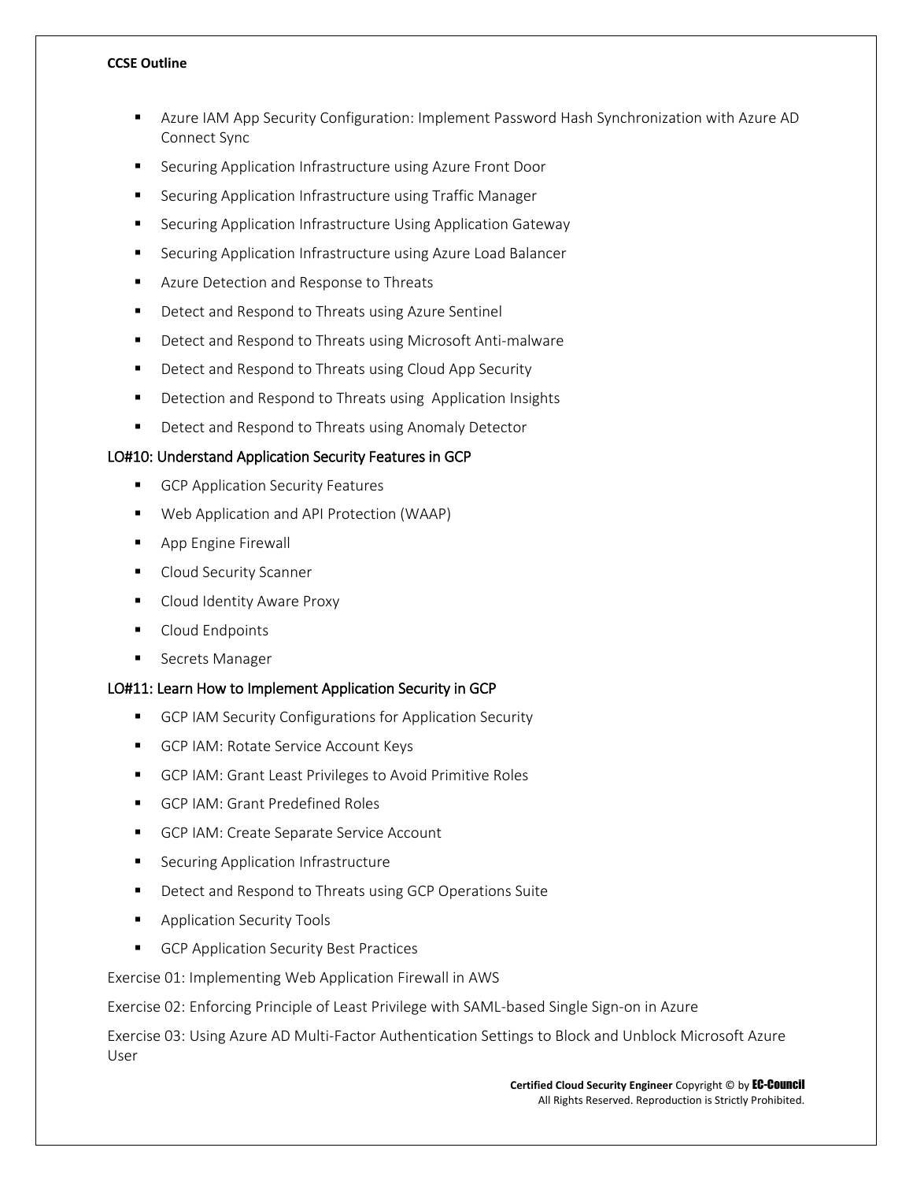- Azure IAM App Security Configuration: Implement Password Hash Synchronization with Azure AD Connect Sync
- Securing Application Infrastructure using Azure Front Door
- Securing Application Infrastructure using Traffic Manager
- Securing Application Infrastructure Using Application Gateway
- Securing Application Infrastructure using Azure Load Balancer
- Azure Detection and Response to Threats
- Detect and Respond to Threats using Azure Sentinel
- Detect and Respond to Threats using Microsoft Anti-malware
- Detect and Respond to Threats using Cloud App Security
- Detection and Respond to Threats using Application Insights
- Detect and Respond to Threats using Anomaly Detector

## LO#10: Understand Application Security Features in GCP

- GCP Application Security Features
- Web Application and API Protection (WAAP)
- App Engine Firewall
- Cloud Security Scanner
- Cloud Identity Aware Proxy
- Cloud Endpoints
- Secrets Manager

## LO#11: Learn How to Implement Application Security in GCP

- GCP IAM Security Configurations for Application Security
- GCP IAM: Rotate Service Account Keys
- GCP IAM: Grant Least Privileges to Avoid Primitive Roles
- GCP IAM: Grant Predefined Roles
- GCP IAM: Create Separate Service Account
- Securing Application Infrastructure
- Detect and Respond to Threats using GCP Operations Suite
- Application Security Tools
- GCP Application Security Best Practices

Exercise 01: Implementing Web Application Firewall in AWS

Exercise 02: Enforcing Principle of Least Privilege with SAML-based Single Sign-on in Azure

Exercise 03: Using Azure AD Multi-Factor Authentication Settings to Block and Unblock Microsoft Azure User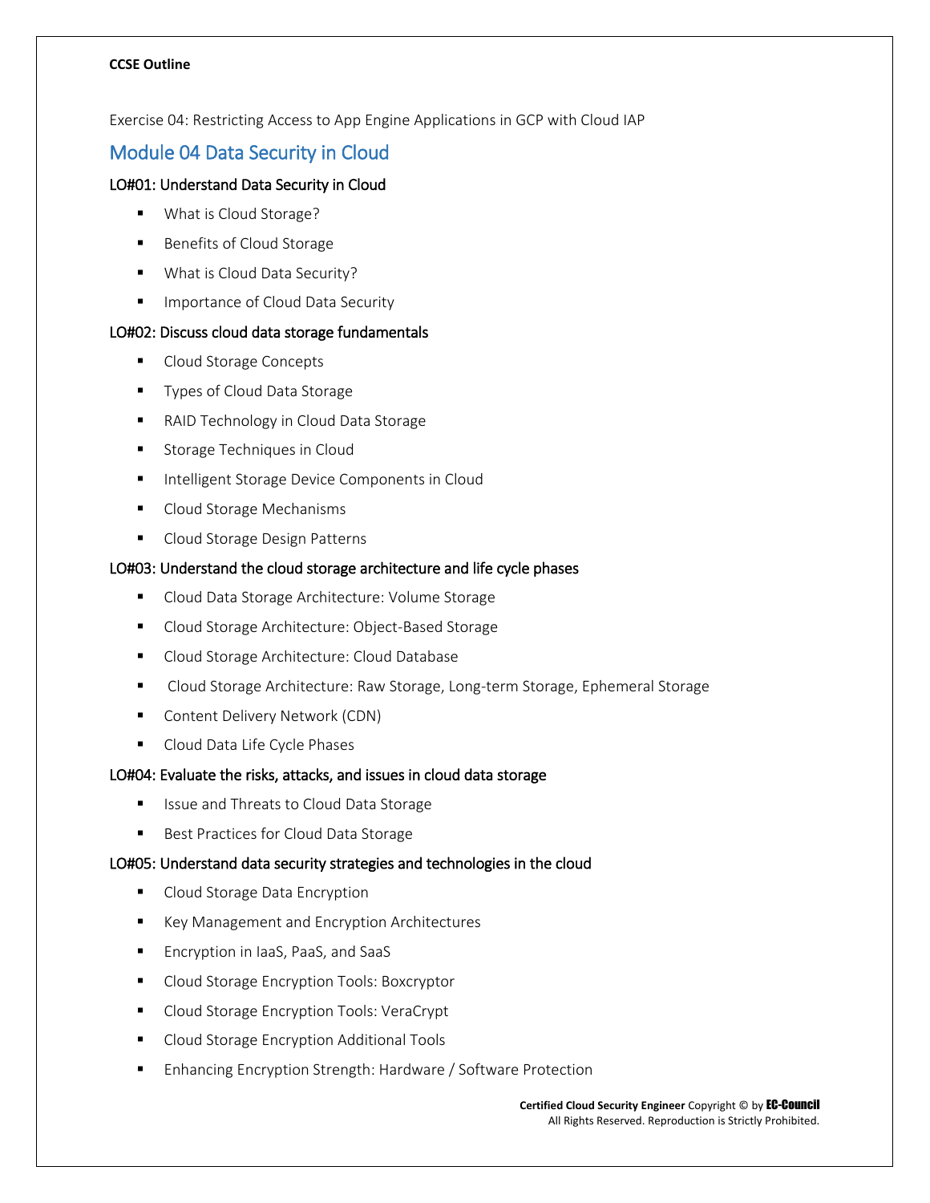Exercise 04: Restricting Access to App Engine Applications in GCP with Cloud IAP

## Module 04 Data Security in Cloud

### LO#01: Understand Data Security in Cloud

- What is Cloud Storage?
- Benefits of Cloud Storage
- What is Cloud Data Security?
- Importance of Cloud Data Security

### LO#02: Discuss cloud data storage fundamentals

- Cloud Storage Concepts
- Types of Cloud Data Storage
- RAID Technology in Cloud Data Storage
- Storage Techniques in Cloud
- Intelligent Storage Device Components in Cloud
- Cloud Storage Mechanisms
- Cloud Storage Design Patterns

### LO#03: Understand the cloud storage architecture and life cycle phases

- Cloud Data Storage Architecture: Volume Storage
- Cloud Storage Architecture: Object-Based Storage
- Cloud Storage Architecture: Cloud Database
- Cloud Storage Architecture: Raw Storage, Long-term Storage, Ephemeral Storage
- Content Delivery Network (CDN)
- Cloud Data Life Cycle Phases

### LO#04: Evaluate the risks, attacks, and issues in cloud data storage

- Issue and Threats to Cloud Data Storage
- Best Practices for Cloud Data Storage

### LO#05: Understand data security strategies and technologies in the cloud

- Cloud Storage Data Encryption
- Key Management and Encryption Architectures
- Encryption in IaaS, PaaS, and SaaS
- Cloud Storage Encryption Tools: Boxcryptor
- Cloud Storage Encryption Tools: VeraCrypt
- Cloud Storage Encryption Additional Tools
- Enhancing Encryption Strength: Hardware / Software Protection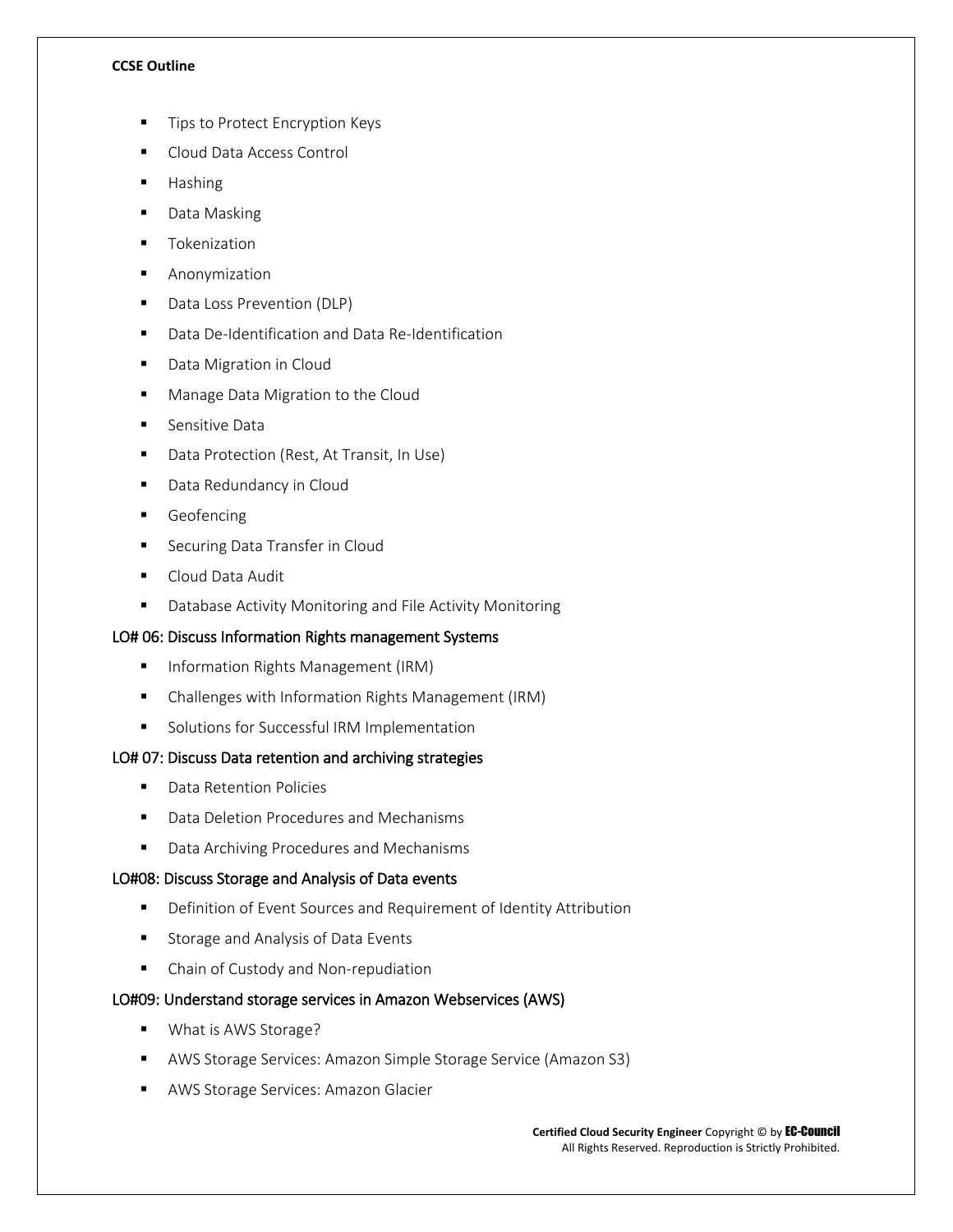- Tips to Protect Encryption Keys
- Cloud Data Access Control
- Hashing
- Data Masking
- Tokenization
- Anonymization
- Data Loss Prevention (DLP)
- Data De-Identification and Data Re-Identification
- Data Migration in Cloud
- Manage Data Migration to the Cloud
- Sensitive Data
- Data Protection (Rest, At Transit, In Use)
- Data Redundancy in Cloud
- Geofencing
- Securing Data Transfer in Cloud
- Cloud Data Audit
- Database Activity Monitoring and File Activity Monitoring

### LO# 06: Discuss Information Rights management Systems

- Information Rights Management (IRM)
- Challenges with Information Rights Management (IRM)
- Solutions for Successful IRM Implementation

### LO# 07: Discuss Data retention and archiving strategies

- Data Retention Policies
- Data Deletion Procedures and Mechanisms
- Data Archiving Procedures and Mechanisms

### LO#08: Discuss Storage and Analysis of Data events

- Definition of Event Sources and Requirement of Identity Attribution
- Storage and Analysis of Data Events
- Chain of Custody and Non-repudiation

### LO#09: Understand storage services in Amazon Webservices (AWS)

- What is AWS Storage?
- AWS Storage Services: Amazon Simple Storage Service (Amazon S3)
- AWS Storage Services: Amazon Glacier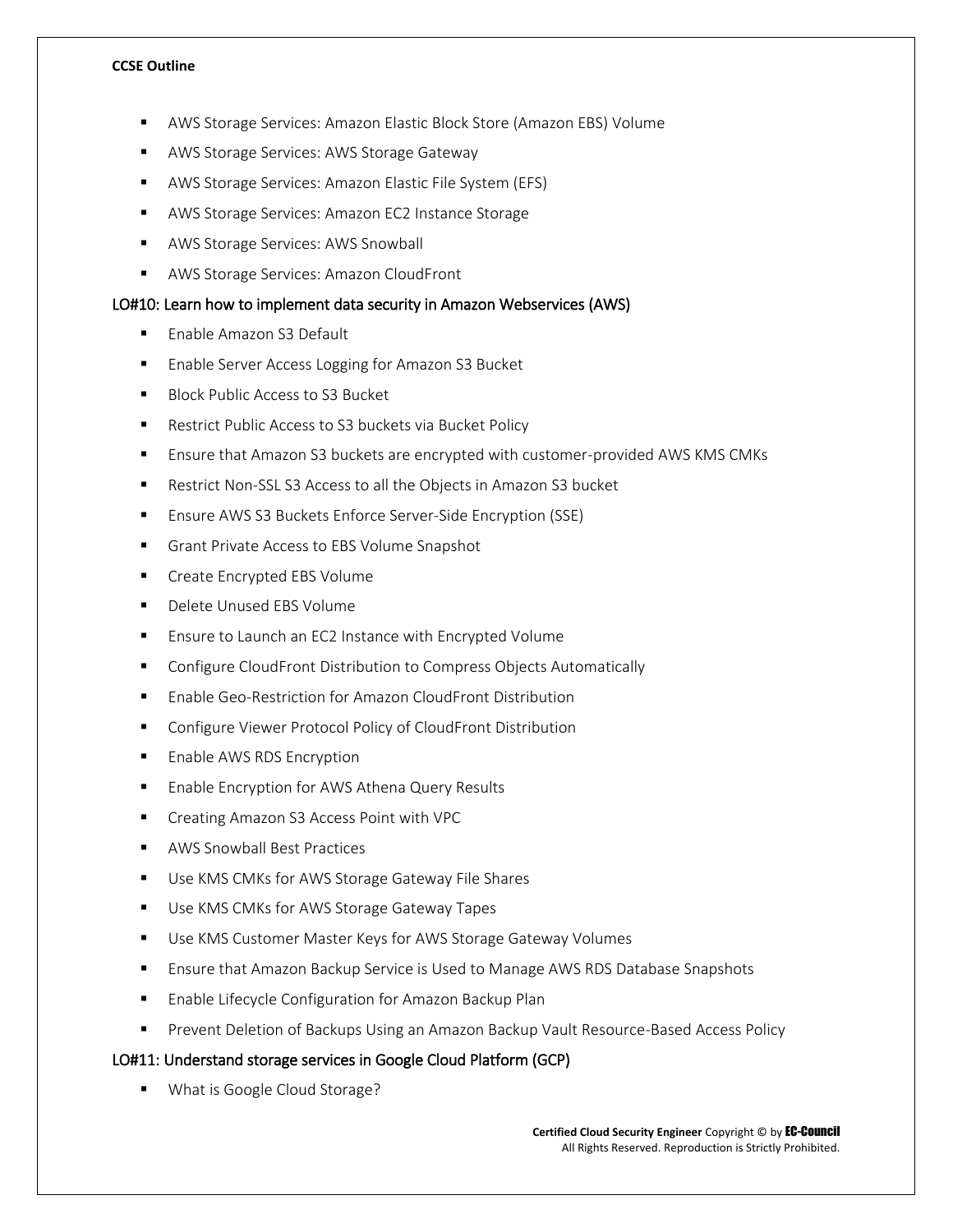- AWS Storage Services: Amazon Elastic Block Store (Amazon EBS) Volume
- AWS Storage Services: AWS Storage Gateway
- AWS Storage Services: Amazon Elastic File System (EFS)
- AWS Storage Services: Amazon EC2 Instance Storage
- AWS Storage Services: AWS Snowball
- AWS Storage Services: Amazon CloudFront

## LO#10: Learn how to implement data security in Amazon Webservices (AWS)

- Enable Amazon S3 Default
- Enable Server Access Logging for Amazon S3 Bucket
- Block Public Access to S3 Bucket
- Restrict Public Access to S3 buckets via Bucket Policy
- Ensure that Amazon S3 buckets are encrypted with customer-provided AWS KMS CMKs
- Restrict Non-SSL S3 Access to all the Objects in Amazon S3 bucket
- Ensure AWS S3 Buckets Enforce Server-Side Encryption (SSE)
- Grant Private Access to EBS Volume Snapshot
- Create Encrypted EBS Volume
- Delete Unused EBS Volume
- Ensure to Launch an EC2 Instance with Encrypted Volume
- Configure CloudFront Distribution to Compress Objects Automatically
- Enable Geo-Restriction for Amazon CloudFront Distribution
- Configure Viewer Protocol Policy of CloudFront Distribution
- Enable AWS RDS Encryption
- Enable Encryption for AWS Athena Query Results
- Creating Amazon S3 Access Point with VPC
- AWS Snowball Best Practices
- Use KMS CMKs for AWS Storage Gateway File Shares
- Use KMS CMKs for AWS Storage Gateway Tapes
- Use KMS Customer Master Keys for AWS Storage Gateway Volumes
- Ensure that Amazon Backup Service is Used to Manage AWS RDS Database Snapshots
- Enable Lifecycle Configuration for Amazon Backup Plan
- Prevent Deletion of Backups Using an Amazon Backup Vault Resource-Based Access Policy

## LO#11: Understand storage services in Google Cloud Platform (GCP)

- What is Google Cloud Storage?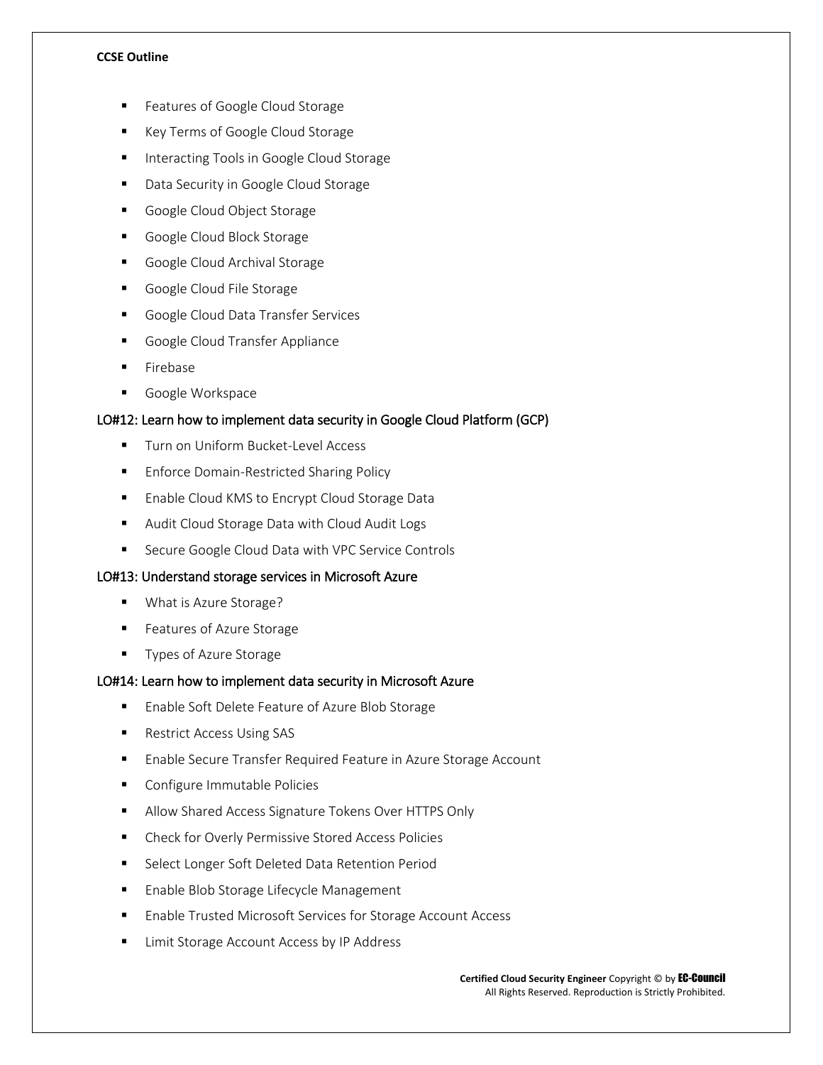- Features of Google Cloud Storage
- Key Terms of Google Cloud Storage
- Interacting Tools in Google Cloud Storage
- Data Security in Google Cloud Storage
- Google Cloud Object Storage
- Google Cloud Block Storage
- Google Cloud Archival Storage
- Google Cloud File Storage
- Google Cloud Data Transfer Services
- Google Cloud Transfer Appliance
- Firebase
- Google Workspace

### LO#12: Learn how to implement data security in Google Cloud Platform (GCP)

- Turn on Uniform Bucket-Level Access
- Enforce Domain-Restricted Sharing Policy
- Enable Cloud KMS to Encrypt Cloud Storage Data
- Audit Cloud Storage Data with Cloud Audit Logs
- Secure Google Cloud Data with VPC Service Controls

### LO#13: Understand storage services in Microsoft Azure

- What is Azure Storage?
- Features of Azure Storage
- Types of Azure Storage

### LO#14: Learn how to implement data security in Microsoft Azure

- Enable Soft Delete Feature of Azure Blob Storage
- Restrict Access Using SAS
- Enable Secure Transfer Required Feature in Azure Storage Account
- Configure Immutable Policies
- Allow Shared Access Signature Tokens Over HTTPS Only
- Check for Overly Permissive Stored Access Policies
- Select Longer Soft Deleted Data Retention Period
- Enable Blob Storage Lifecycle Management
- Enable Trusted Microsoft Services for Storage Account Access
- Limit Storage Account Access by IP Address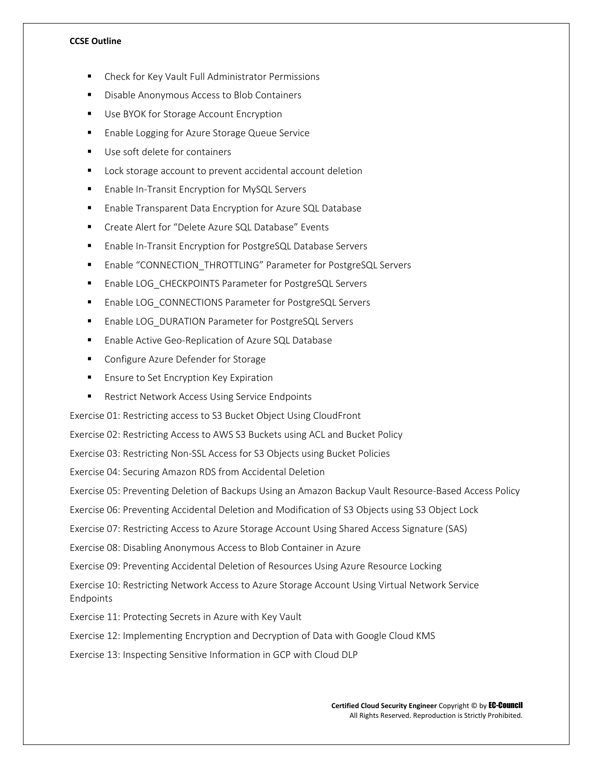- Check for Key Vault Full Administrator Permissions
- Disable Anonymous Access to Blob Containers
- Use BYOK for Storage Account Encryption
- Enable Logging for Azure Storage Queue Service
- Use soft delete for containers
- Lock storage account to prevent accidental account deletion
- Enable In-Transit Encryption for MySQL Servers
- Enable Transparent Data Encryption for Azure SQL Database
- Create Alert for "Delete Azure SQL Database" Events
- Enable In-Transit Encryption for PostgreSQL Database Servers
- Enable "CONNECTION_THROTTLING" Parameter for PostgreSQL Servers
- Enable LOG_CHECKPOINTS Parameter for PostgreSQL Servers
- Enable LOG_CONNECTIONS Parameter for PostgreSQL Servers
- Enable LOG_DURATION Parameter for PostgreSQL Servers
- Enable Active Geo-Replication of Azure SQL Database
- Configure Azure Defender for Storage
- Ensure to Set Encryption Key Expiration
- Restrict Network Access Using Service Endpoints

Exercise 01: Restricting access to S3 Bucket Object Using CloudFront

Exercise 02: Restricting Access to AWS S3 Buckets using ACL and Bucket Policy

Exercise 03: Restricting Non-SSL Access for S3 Objects using Bucket Policies

Exercise 04: Securing Amazon RDS from Accidental Deletion

Exercise 05: Preventing Deletion of Backups Using an Amazon Backup Vault Resource-Based Access Policy

Exercise 06: Preventing Accidental Deletion and Modification of S3 Objects using S3 Object Lock

Exercise 07: Restricting Access to Azure Storage Account Using Shared Access Signature (SAS)

Exercise 08: Disabling Anonymous Access to Blob Container in Azure

Exercise 09: Preventing Accidental Deletion of Resources Using Azure Resource Locking

Exercise 10: Restricting Network Access to Azure Storage Account Using Virtual Network Service Endpoints

Exercise 11: Protecting Secrets in Azure with Key Vault

Exercise 12: Implementing Encryption and Decryption of Data with Google Cloud KMS

Exercise 13: Inspecting Sensitive Information in GCP with Cloud DLP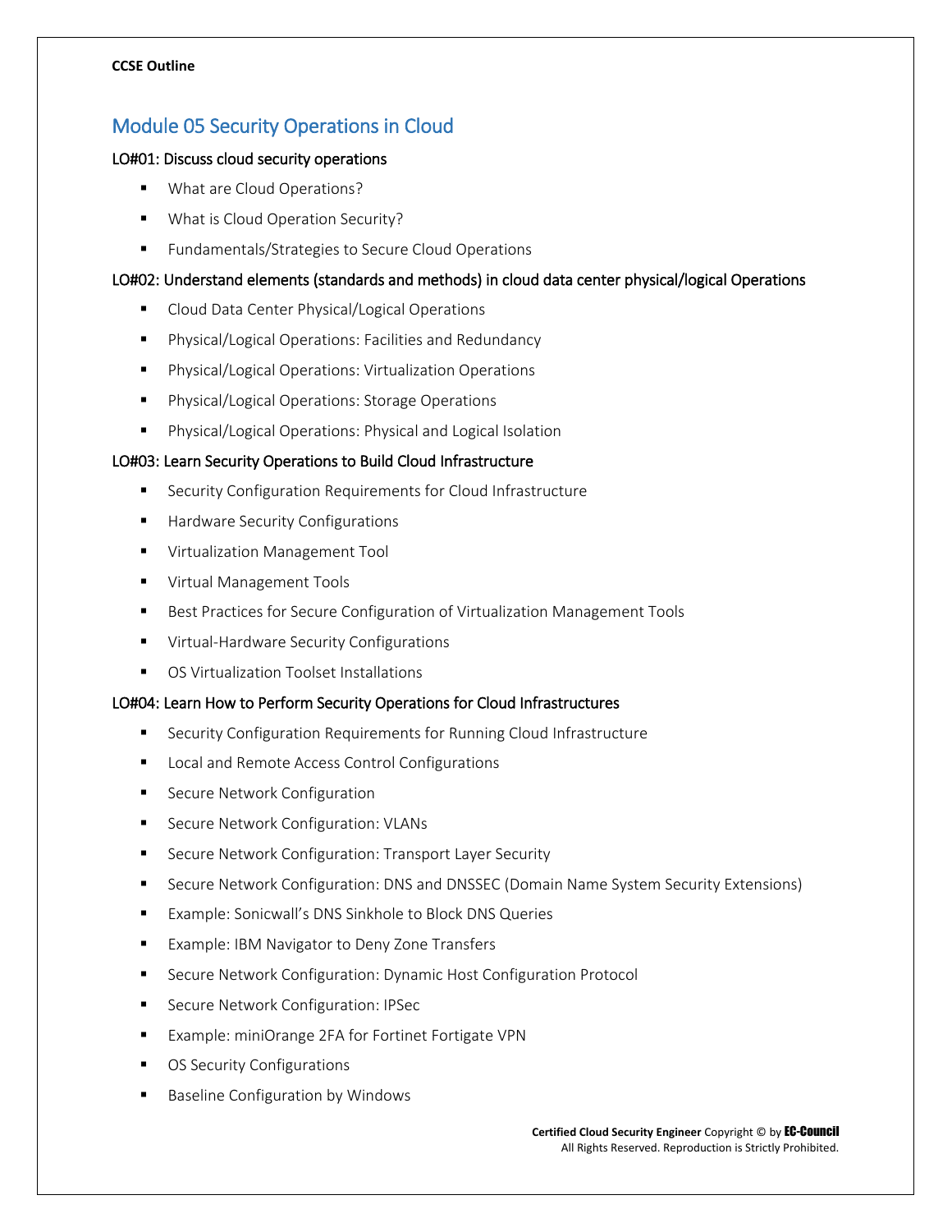## Module 05 Security Operations in Cloud

### LO#01: Discuss cloud security operations

- What are Cloud Operations?
- What is Cloud Operation Security?
- Fundamentals/Strategies to Secure Cloud Operations

### LO#02: Understand elements (standards and methods) in cloud data center physical/logical Operations

- Cloud Data Center Physical/Logical Operations
- Physical/Logical Operations: Facilities and Redundancy
- Physical/Logical Operations: Virtualization Operations
- Physical/Logical Operations: Storage Operations
- Physical/Logical Operations: Physical and Logical Isolation

### LO#03: Learn Security Operations to Build Cloud Infrastructure

- Security Configuration Requirements for Cloud Infrastructure
- Hardware Security Configurations
- Virtualization Management Tool
- Virtual Management Tools
- Best Practices for Secure Configuration of Virtualization Management Tools
- Virtual-Hardware Security Configurations
- OS Virtualization Toolset Installations

### LO#04: Learn How to Perform Security Operations for Cloud Infrastructures

- Security Configuration Requirements for Running Cloud Infrastructure
- Local and Remote Access Control Configurations
- Secure Network Configuration
- Secure Network Configuration: VLANs
- Secure Network Configuration: Transport Layer Security
- Secure Network Configuration: DNS and DNSSEC (Domain Name System Security Extensions)
- Example: Sonicwall's DNS Sinkhole to Block DNS Queries
- Example: IBM Navigator to Deny Zone Transfers
- Secure Network Configuration: Dynamic Host Configuration Protocol
- Secure Network Configuration: IPSec
- Example: miniOrange 2FA for Fortinet Fortigate VPN
- OS Security Configurations
- Baseline Configuration by Windows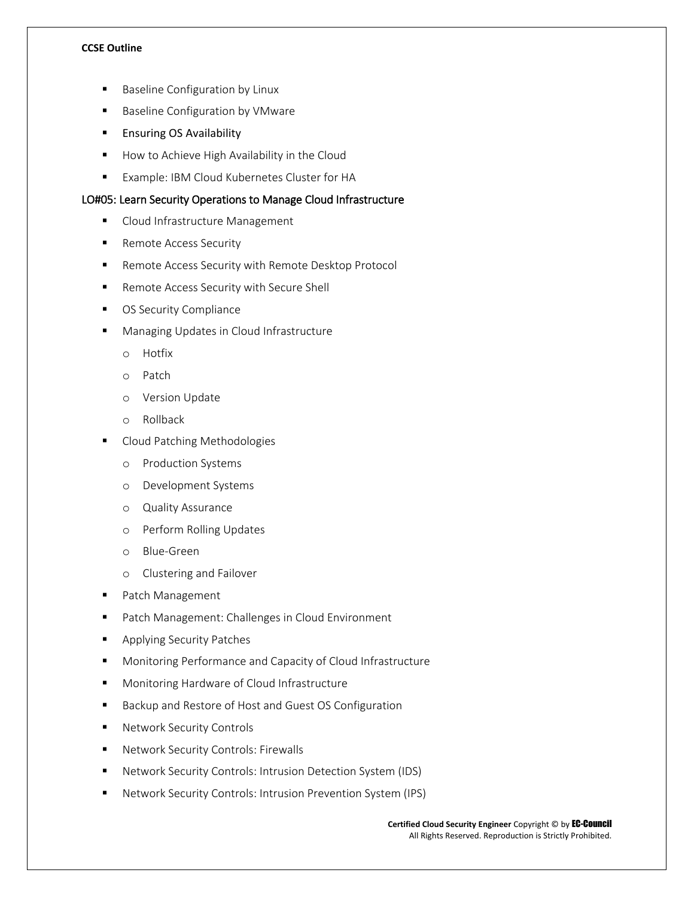- Baseline Configuration by Linux
- Baseline Configuration by VMware
- Ensuring OS Availability
- How to Achieve High Availability in the Cloud
- Example: IBM Cloud Kubernetes Cluster for HA

### LO#05: Learn Security Operations to Manage Cloud Infrastructure

- Cloud Infrastructure Management
- Remote Access Security
- Remote Access Security with Remote Desktop Protocol
- Remote Access Security with Secure Shell
- OS Security Compliance
- Managing Updates in Cloud Infrastructure
  - Hotfix
  - Patch
  - Version Update
  - Rollback
- Cloud Patching Methodologies
  - Production Systems
  - Development Systems
  - Quality Assurance
  - Perform Rolling Updates
  - Blue-Green
  - Clustering and Failover
- Patch Management
- Patch Management: Challenges in Cloud Environment
- Applying Security Patches
- Monitoring Performance and Capacity of Cloud Infrastructure
- Monitoring Hardware of Cloud Infrastructure
- Backup and Restore of Host and Guest OS Configuration
- Network Security Controls
- Network Security Controls: Firewalls
- Network Security Controls: Intrusion Detection System (IDS)
- Network Security Controls: Intrusion Prevention System (IPS)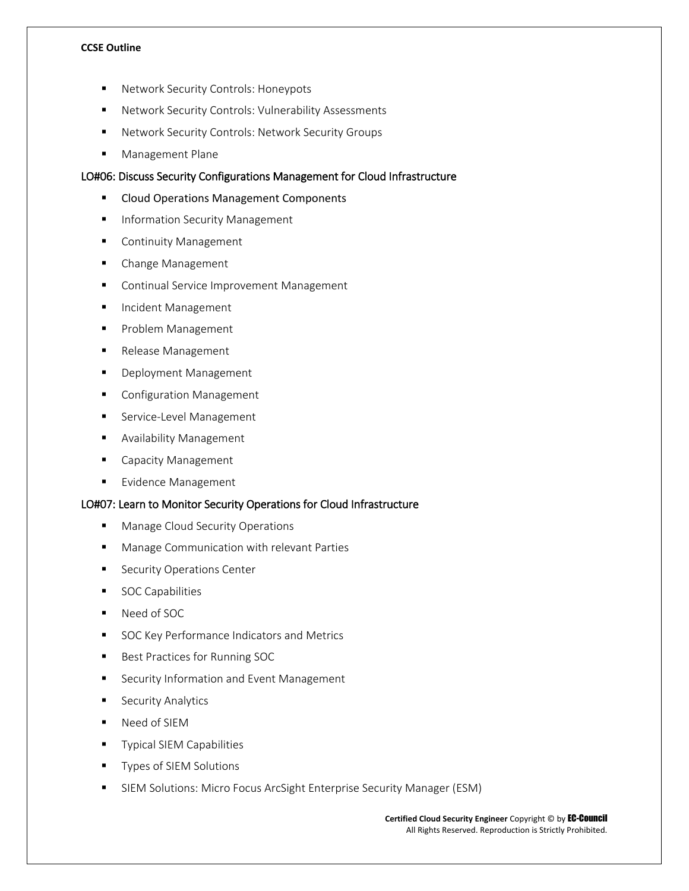- Network Security Controls: Honeypots
- Network Security Controls: Vulnerability Assessments
- Network Security Controls: Network Security Groups
- Management Plane

## LO#06: Discuss Security Configurations Management for Cloud Infrastructure

- Cloud Operations Management Components
- Information Security Management
- Continuity Management
- Change Management
- Continual Service Improvement Management
- Incident Management
- Problem Management
- Release Management
- Deployment Management
- Configuration Management
- Service-Level Management
- Availability Management
- Capacity Management
- Evidence Management

## LO#07: Learn to Monitor Security Operations for Cloud Infrastructure

- Manage Cloud Security Operations
- Manage Communication with relevant Parties
- Security Operations Center
- SOC Capabilities
- Need of SOC
- SOC Key Performance Indicators and Metrics
- Best Practices for Running SOC
- Security Information and Event Management
- Security Analytics
- Need of SIEM
- Typical SIEM Capabilities
- Types of SIEM Solutions
- SIEM Solutions: Micro Focus ArcSight Enterprise Security Manager (ESM)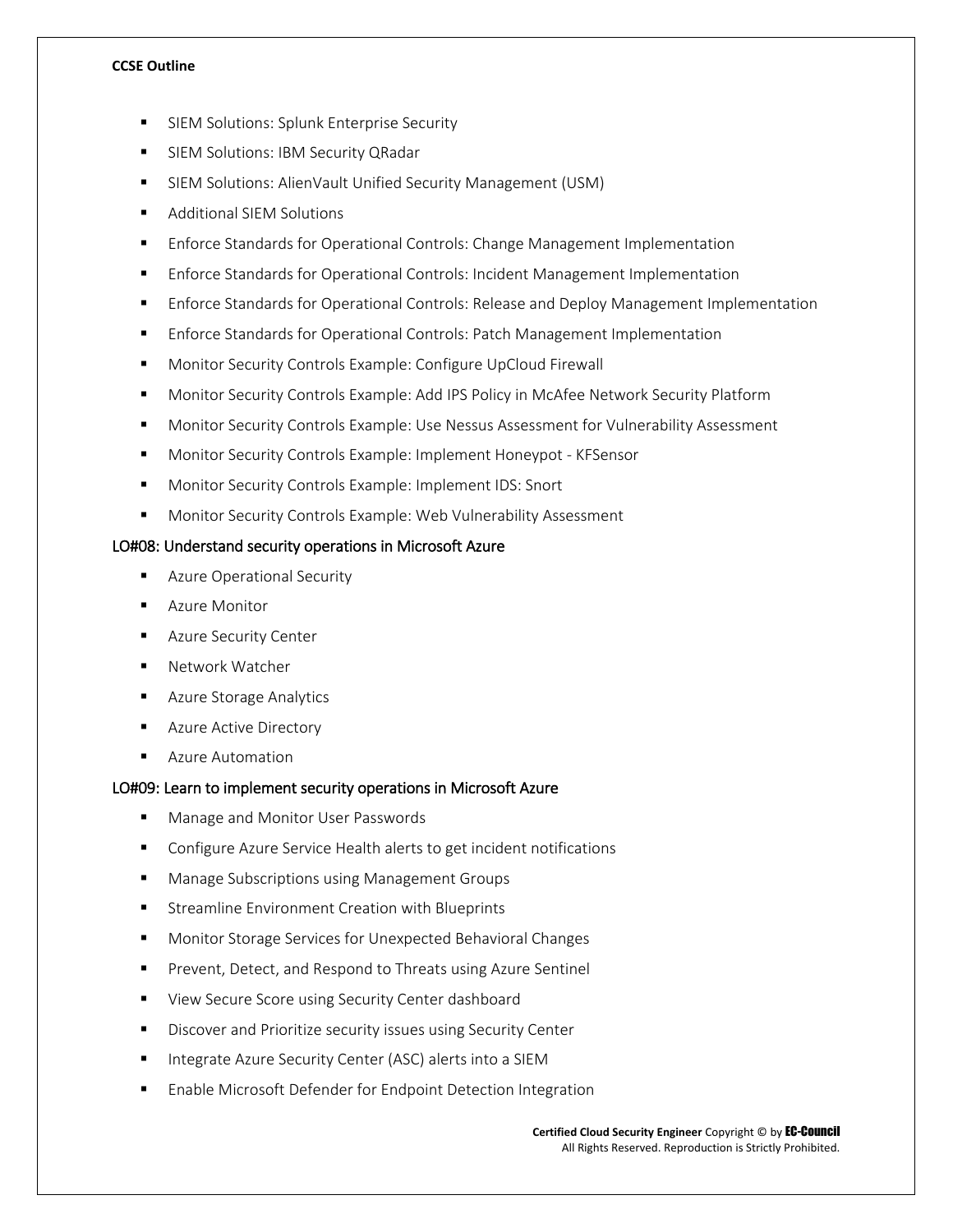- SIEM Solutions: Splunk Enterprise Security
- SIEM Solutions: IBM Security QRadar
- SIEM Solutions: AlienVault Unified Security Management (USM)
- Additional SIEM Solutions
- Enforce Standards for Operational Controls: Change Management Implementation
- Enforce Standards for Operational Controls: Incident Management Implementation
- Enforce Standards for Operational Controls: Release and Deploy Management Implementation
- Enforce Standards for Operational Controls: Patch Management Implementation
- Monitor Security Controls Example: Configure UpCloud Firewall
- Monitor Security Controls Example: Add IPS Policy in McAfee Network Security Platform
- Monitor Security Controls Example: Use Nessus Assessment for Vulnerability Assessment
- Monitor Security Controls Example: Implement Honeypot - KFSensor
- Monitor Security Controls Example: Implement IDS: Snort
- Monitor Security Controls Example: Web Vulnerability Assessment

### LO#08: Understand security operations in Microsoft Azure

- Azure Operational Security
- Azure Monitor
- Azure Security Center
- Network Watcher
- Azure Storage Analytics
- Azure Active Directory
- Azure Automation

### LO#09: Learn to implement security operations in Microsoft Azure

- Manage and Monitor User Passwords
- Configure Azure Service Health alerts to get incident notifications
- Manage Subscriptions using Management Groups
- Streamline Environment Creation with Blueprints
- Monitor Storage Services for Unexpected Behavioral Changes
- Prevent, Detect, and Respond to Threats using Azure Sentinel
- View Secure Score using Security Center dashboard
- Discover and Prioritize security issues using Security Center
- Integrate Azure Security Center (ASC) alerts into a SIEM
- Enable Microsoft Defender for Endpoint Detection Integration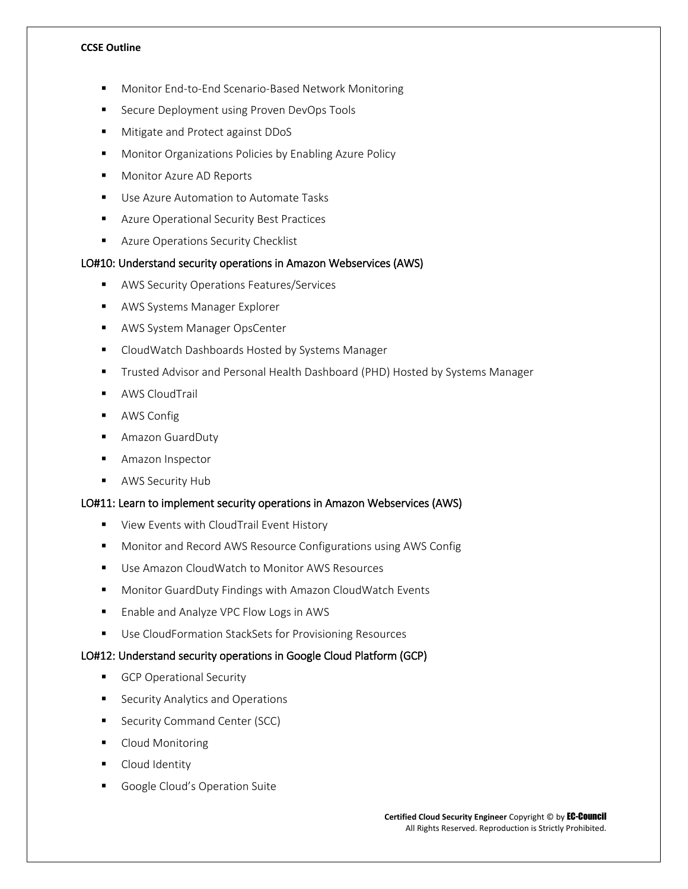- Monitor End-to-End Scenario-Based Network Monitoring
- Secure Deployment using Proven DevOps Tools
- Mitigate and Protect against DDoS
- Monitor Organizations Policies by Enabling Azure Policy
- Monitor Azure AD Reports
- Use Azure Automation to Automate Tasks
- Azure Operational Security Best Practices
- Azure Operations Security Checklist

### LO#10: Understand security operations in Amazon Webservices (AWS)

- AWS Security Operations Features/Services
- AWS Systems Manager Explorer
- AWS System Manager OpsCenter
- CloudWatch Dashboards Hosted by Systems Manager
- Trusted Advisor and Personal Health Dashboard (PHD) Hosted by Systems Manager
- AWS CloudTrail
- AWS Config
- Amazon GuardDuty
- Amazon Inspector
- AWS Security Hub

### LO#11: Learn to implement security operations in Amazon Webservices (AWS)

- View Events with CloudTrail Event History
- Monitor and Record AWS Resource Configurations using AWS Config
- Use Amazon CloudWatch to Monitor AWS Resources
- Monitor GuardDuty Findings with Amazon CloudWatch Events
- Enable and Analyze VPC Flow Logs in AWS
- Use CloudFormation StackSets for Provisioning Resources

### LO#12: Understand security operations in Google Cloud Platform (GCP)

- GCP Operational Security
- Security Analytics and Operations
- Security Command Center (SCC)
- Cloud Monitoring
- Cloud Identity
- Google Cloud's Operation Suite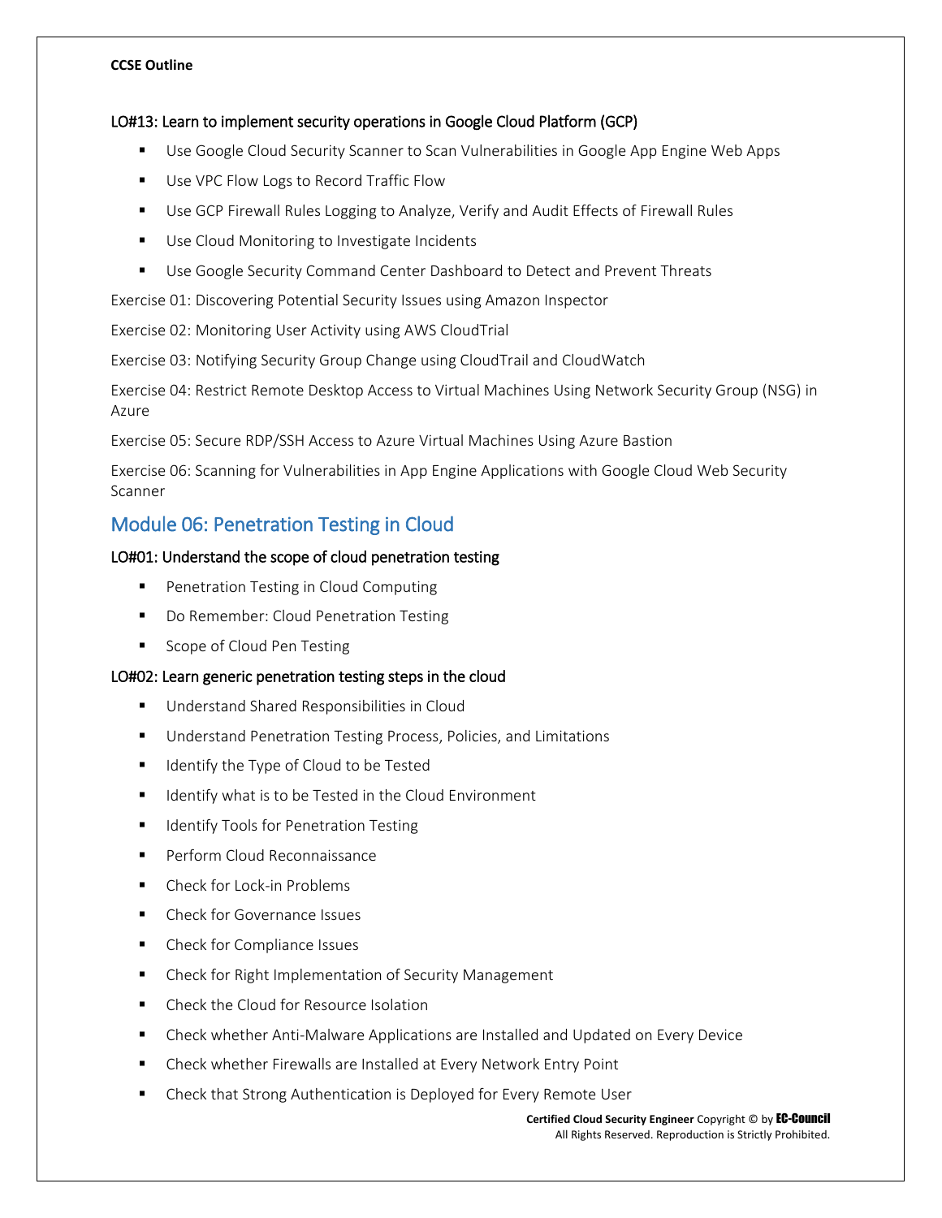#### LO#13: Learn to implement security operations in Google Cloud Platform (GCP)

- Use Google Cloud Security Scanner to Scan Vulnerabilities in Google App Engine Web Apps
- Use VPC Flow Logs to Record Traffic Flow
- Use GCP Firewall Rules Logging to Analyze, Verify and Audit Effects of Firewall Rules
- Use Cloud Monitoring to Investigate Incidents
- Use Google Security Command Center Dashboard to Detect and Prevent Threats

Exercise 01: Discovering Potential Security Issues using Amazon Inspector

Exercise 02: Monitoring User Activity using AWS CloudTrial

Exercise 03: Notifying Security Group Change using CloudTrail and CloudWatch

Exercise 04: Restrict Remote Desktop Access to Virtual Machines Using Network Security Group (NSG) in Azure

Exercise 05: Secure RDP/SSH Access to Azure Virtual Machines Using Azure Bastion

Exercise 06: Scanning for Vulnerabilities in App Engine Applications with Google Cloud Web Security Scanner

## Module 06: Penetration Testing in Cloud

#### LO#01: Understand the scope of cloud penetration testing

- Penetration Testing in Cloud Computing
- Do Remember: Cloud Penetration Testing
- Scope of Cloud Pen Testing

#### LO#02: Learn generic penetration testing steps in the cloud

- Understand Shared Responsibilities in Cloud
- Understand Penetration Testing Process, Policies, and Limitations
- Identify the Type of Cloud to be Tested
- Identify what is to be Tested in the Cloud Environment
- Identify Tools for Penetration Testing
- Perform Cloud Reconnaissance
- Check for Lock-in Problems
- Check for Governance Issues
- Check for Compliance Issues
- Check for Right Implementation of Security Management
- Check the Cloud for Resource Isolation
- Check whether Anti-Malware Applications are Installed and Updated on Every Device
- Check whether Firewalls are Installed at Every Network Entry Point
- Check that Strong Authentication is Deployed for Every Remote User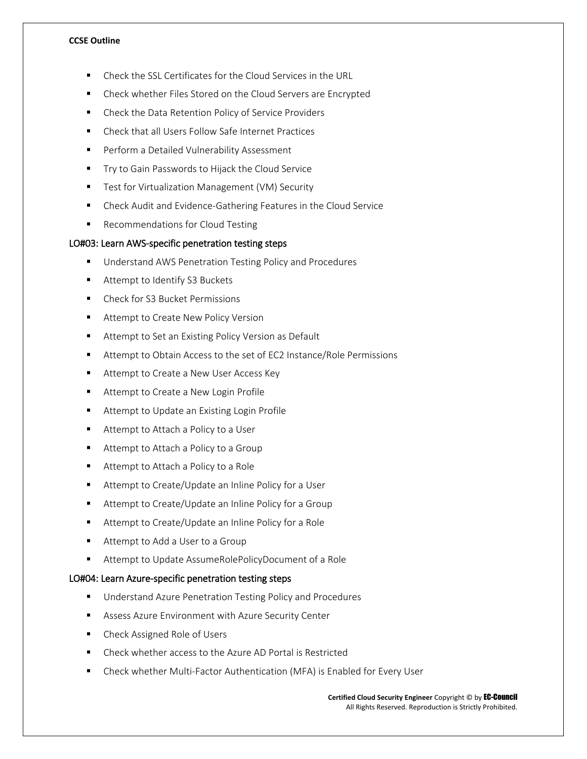- Check the SSL Certificates for the Cloud Services in the URL
- Check whether Files Stored on the Cloud Servers are Encrypted
- Check the Data Retention Policy of Service Providers
- Check that all Users Follow Safe Internet Practices
- Perform a Detailed Vulnerability Assessment
- Try to Gain Passwords to Hijack the Cloud Service
- Test for Virtualization Management (VM) Security
- Check Audit and Evidence-Gathering Features in the Cloud Service
- Recommendations for Cloud Testing

### LO#03: Learn AWS-specific penetration testing steps

- Understand AWS Penetration Testing Policy and Procedures
- Attempt to Identify S3 Buckets
- Check for S3 Bucket Permissions
- Attempt to Create New Policy Version
- Attempt to Set an Existing Policy Version as Default
- Attempt to Obtain Access to the set of EC2 Instance/Role Permissions
- Attempt to Create a New User Access Key
- Attempt to Create a New Login Profile
- Attempt to Update an Existing Login Profile
- Attempt to Attach a Policy to a User
- Attempt to Attach a Policy to a Group
- Attempt to Attach a Policy to a Role
- Attempt to Create/Update an Inline Policy for a User
- Attempt to Create/Update an Inline Policy for a Group
- Attempt to Create/Update an Inline Policy for a Role
- Attempt to Add a User to a Group
- Attempt to Update AssumeRolePolicyDocument of a Role

### LO#04: Learn Azure-specific penetration testing steps

- Understand Azure Penetration Testing Policy and Procedures
- Assess Azure Environment with Azure Security Center
- Check Assigned Role of Users
- Check whether access to the Azure AD Portal is Restricted
- Check whether Multi-Factor Authentication (MFA) is Enabled for Every User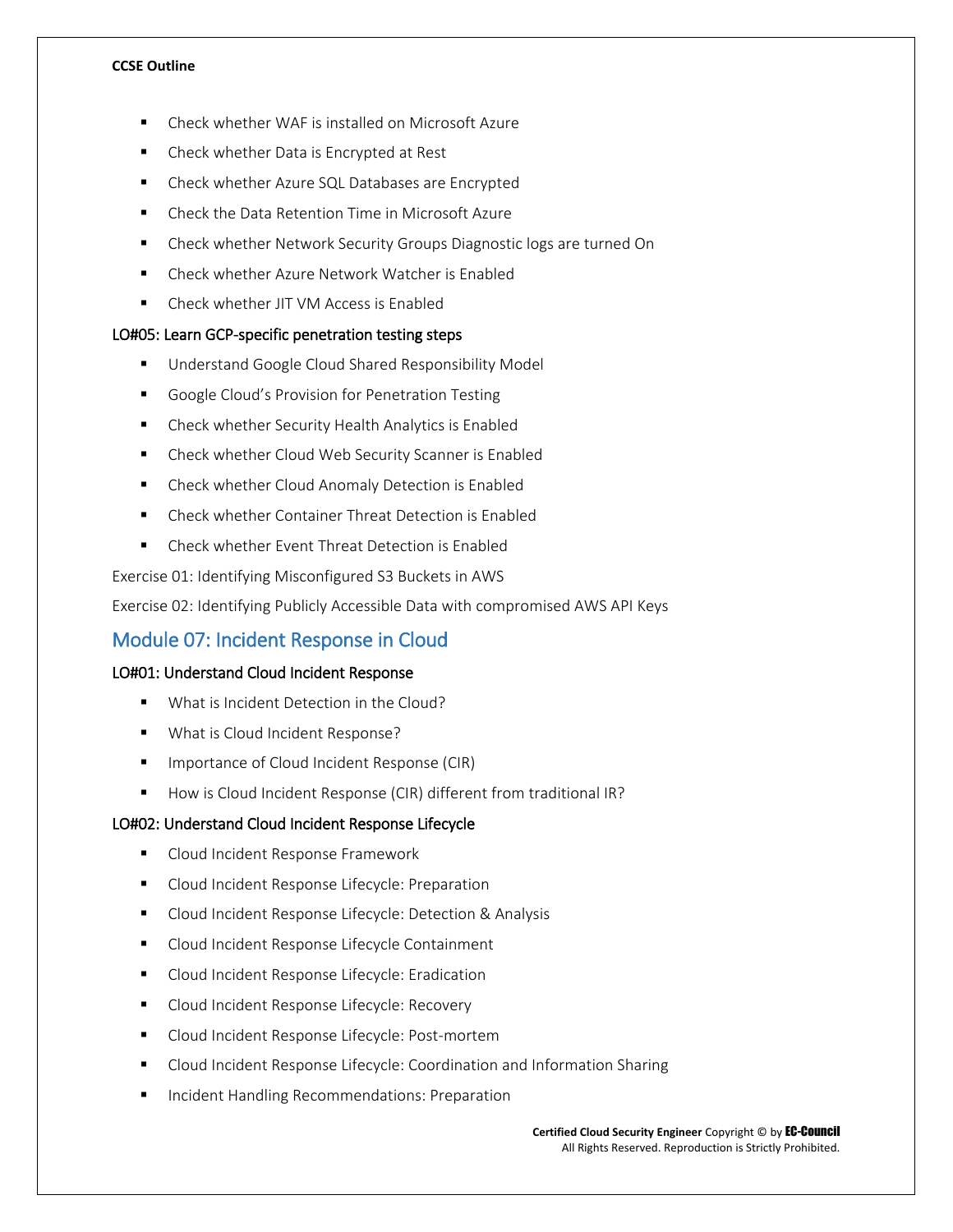- Check whether WAF is installed on Microsoft Azure
- Check whether Data is Encrypted at Rest
- Check whether Azure SQL Databases are Encrypted
- Check the Data Retention Time in Microsoft Azure
- Check whether Network Security Groups Diagnostic logs are turned On
- Check whether Azure Network Watcher is Enabled
- Check whether JIT VM Access is Enabled

### LO#05: Learn GCP-specific penetration testing steps

- Understand Google Cloud Shared Responsibility Model
- Google Cloud's Provision for Penetration Testing
- Check whether Security Health Analytics is Enabled
- Check whether Cloud Web Security Scanner is Enabled
- Check whether Cloud Anomaly Detection is Enabled
- Check whether Container Threat Detection is Enabled
- Check whether Event Threat Detection is Enabled

Exercise 01: Identifying Misconfigured S3 Buckets in AWS

Exercise 02: Identifying Publicly Accessible Data with compromised AWS API Keys

## Module 07: Incident Response in Cloud

### LO#01: Understand Cloud Incident Response

- What is Incident Detection in the Cloud?
- What is Cloud Incident Response?
- Importance of Cloud Incident Response (CIR)
- How is Cloud Incident Response (CIR) different from traditional IR?

### LO#02: Understand Cloud Incident Response Lifecycle

- Cloud Incident Response Framework
- Cloud Incident Response Lifecycle: Preparation
- Cloud Incident Response Lifecycle: Detection & Analysis
- Cloud Incident Response Lifecycle Containment
- Cloud Incident Response Lifecycle: Eradication
- Cloud Incident Response Lifecycle: Recovery
- Cloud Incident Response Lifecycle: Post-mortem
- Cloud Incident Response Lifecycle: Coordination and Information Sharing
- Incident Handling Recommendations: Preparation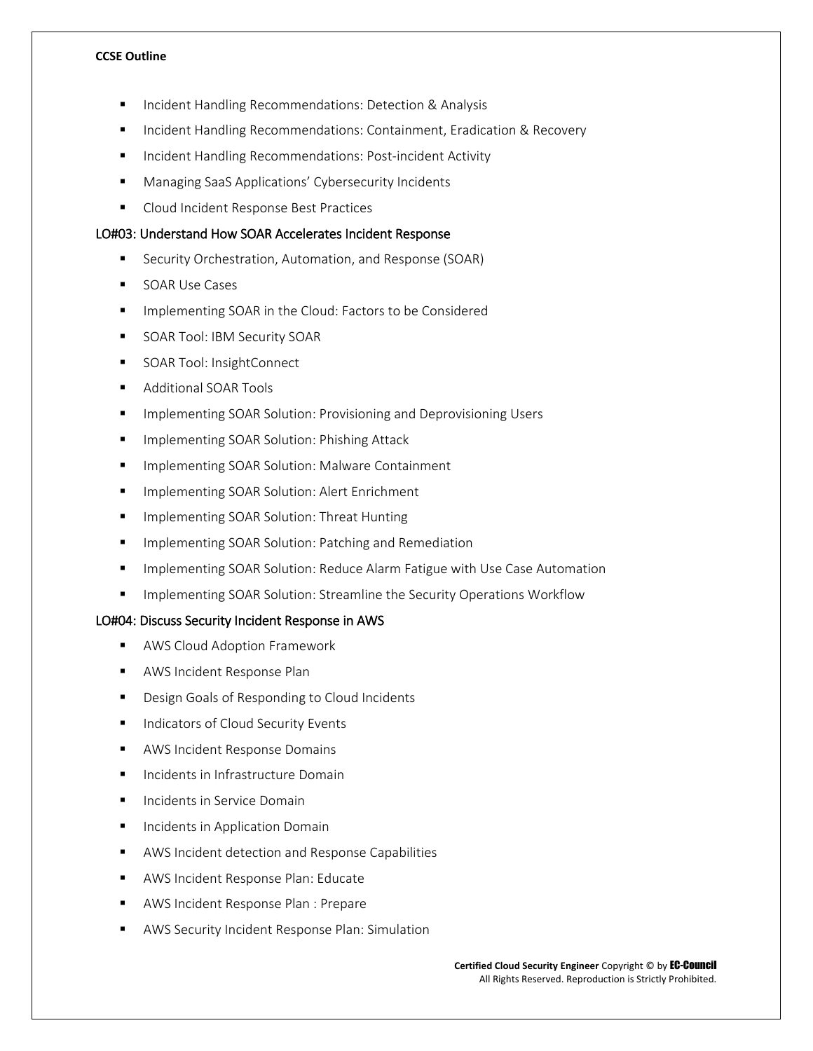- Incident Handling Recommendations: Detection & Analysis
- Incident Handling Recommendations: Containment, Eradication & Recovery
- Incident Handling Recommendations: Post-incident Activity
- Managing SaaS Applications' Cybersecurity Incidents
- Cloud Incident Response Best Practices

### LO#03: Understand How SOAR Accelerates Incident Response

- Security Orchestration, Automation, and Response (SOAR)
- SOAR Use Cases
- Implementing SOAR in the Cloud: Factors to be Considered
- SOAR Tool: IBM Security SOAR
- SOAR Tool: InsightConnect
- Additional SOAR Tools
- Implementing SOAR Solution: Provisioning and Deprovisioning Users
- Implementing SOAR Solution: Phishing Attack
- Implementing SOAR Solution: Malware Containment
- Implementing SOAR Solution: Alert Enrichment
- Implementing SOAR Solution: Threat Hunting
- Implementing SOAR Solution: Patching and Remediation
- Implementing SOAR Solution: Reduce Alarm Fatigue with Use Case Automation
- Implementing SOAR Solution: Streamline the Security Operations Workflow

### LO#04: Discuss Security Incident Response in AWS

- AWS Cloud Adoption Framework
- AWS Incident Response Plan
- Design Goals of Responding to Cloud Incidents
- Indicators of Cloud Security Events
- AWS Incident Response Domains
- Incidents in Infrastructure Domain
- Incidents in Service Domain
- Incidents in Application Domain
- AWS Incident detection and Response Capabilities
- AWS Incident Response Plan: Educate
- AWS Incident Response Plan : Prepare
- AWS Security Incident Response Plan: Simulation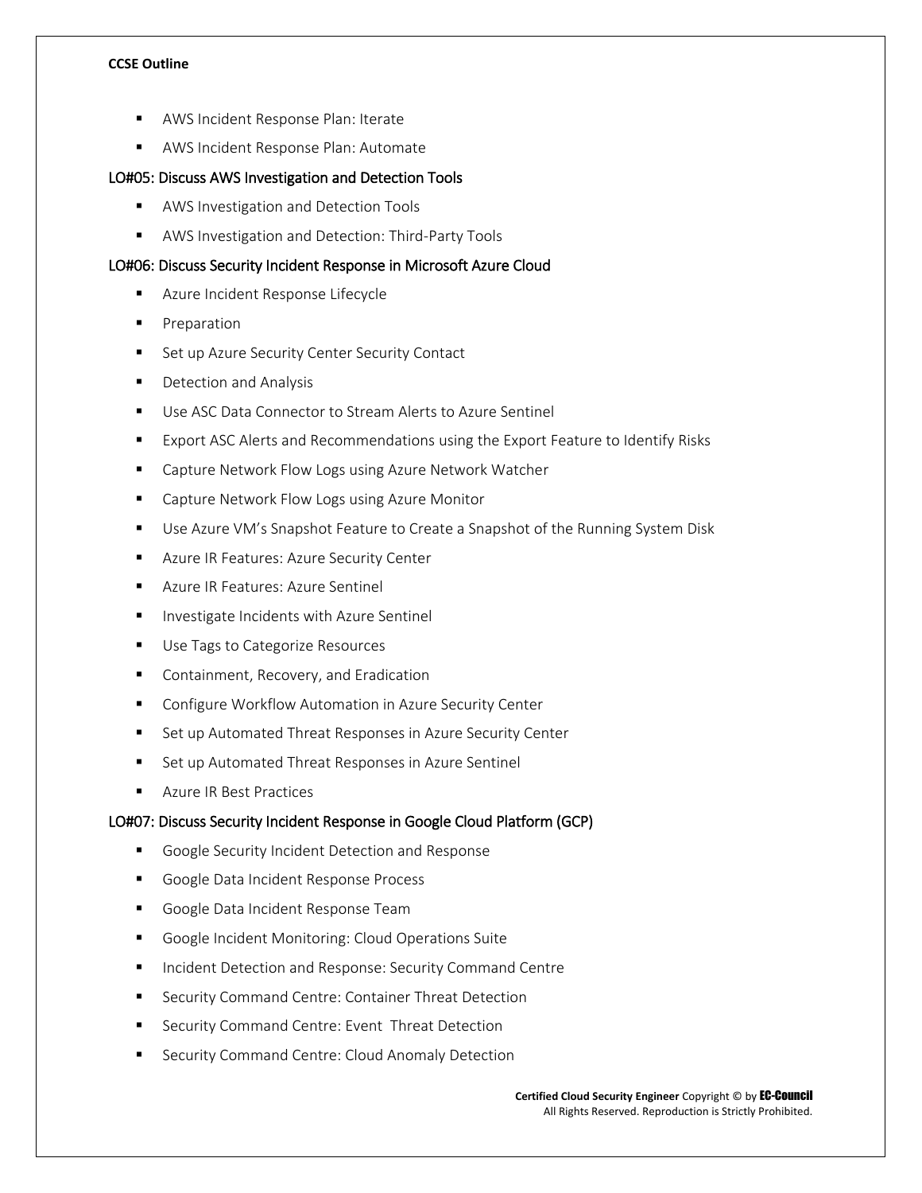- AWS Incident Response Plan: Iterate
- AWS Incident Response Plan: Automate

### LO#05: Discuss AWS Investigation and Detection Tools

- AWS Investigation and Detection Tools
- AWS Investigation and Detection: Third-Party Tools

### LO#06: Discuss Security Incident Response in Microsoft Azure Cloud

- Azure Incident Response Lifecycle
- Preparation
- Set up Azure Security Center Security Contact
- Detection and Analysis
- Use ASC Data Connector to Stream Alerts to Azure Sentinel
- Export ASC Alerts and Recommendations using the Export Feature to Identify Risks
- Capture Network Flow Logs using Azure Network Watcher
- Capture Network Flow Logs using Azure Monitor
- Use Azure VM's Snapshot Feature to Create a Snapshot of the Running System Disk
- Azure IR Features: Azure Security Center
- Azure IR Features: Azure Sentinel
- Investigate Incidents with Azure Sentinel
- Use Tags to Categorize Resources
- Containment, Recovery, and Eradication
- Configure Workflow Automation in Azure Security Center
- Set up Automated Threat Responses in Azure Security Center
- Set up Automated Threat Responses in Azure Sentinel
- Azure IR Best Practices

### LO#07: Discuss Security Incident Response in Google Cloud Platform (GCP)

- Google Security Incident Detection and Response
- Google Data Incident Response Process
- Google Data Incident Response Team
- Google Incident Monitoring: Cloud Operations Suite
- Incident Detection and Response: Security Command Centre
- Security Command Centre: Container Threat Detection
- Security Command Centre: Event Threat Detection
- Security Command Centre: Cloud Anomaly Detection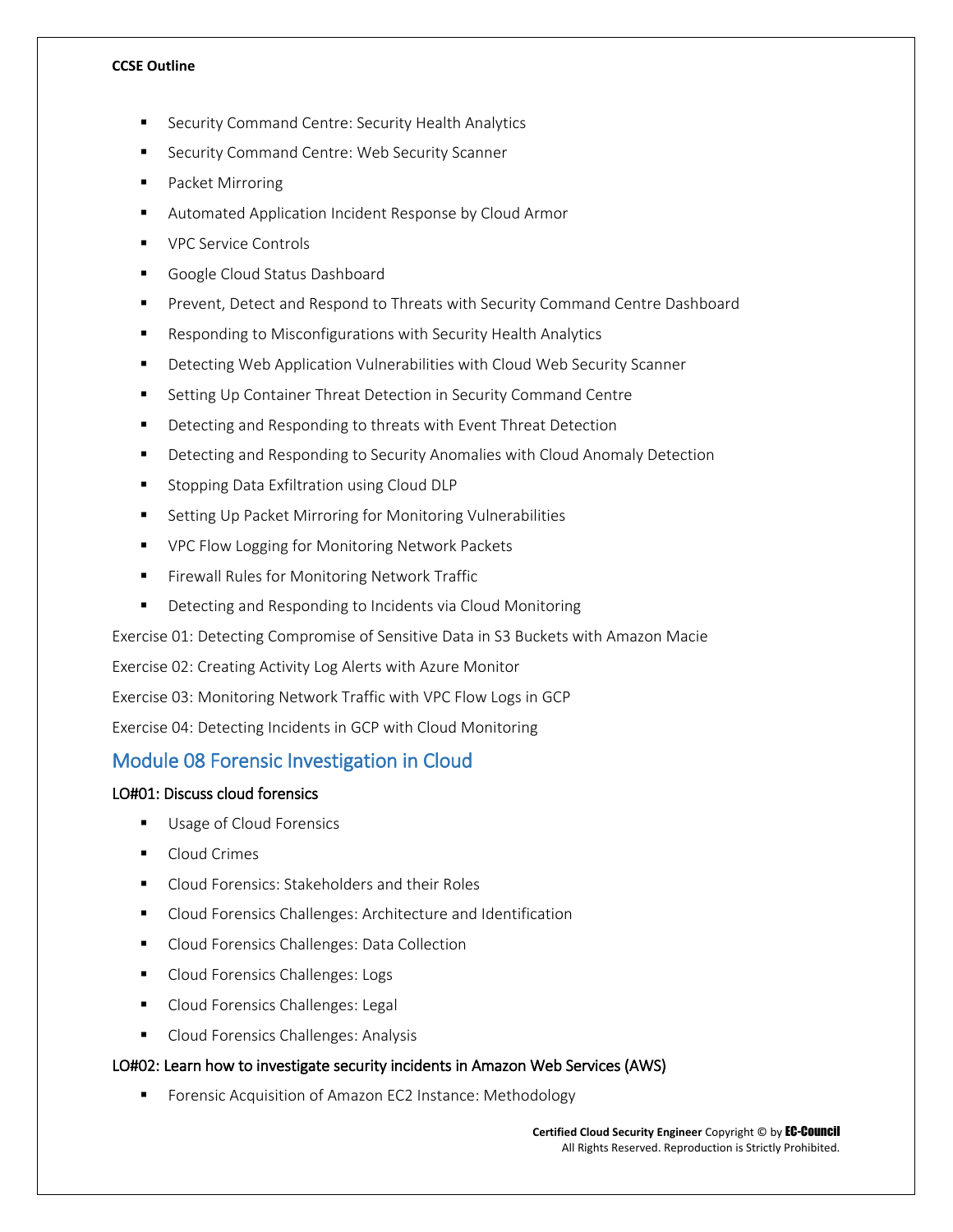- Security Command Centre: Security Health Analytics
- Security Command Centre: Web Security Scanner
- Packet Mirroring
- Automated Application Incident Response by Cloud Armor
- VPC Service Controls
- Google Cloud Status Dashboard
- Prevent, Detect and Respond to Threats with Security Command Centre Dashboard
- Responding to Misconfigurations with Security Health Analytics
- Detecting Web Application Vulnerabilities with Cloud Web Security Scanner
- Setting Up Container Threat Detection in Security Command Centre
- Detecting and Responding to threats with Event Threat Detection
- Detecting and Responding to Security Anomalies with Cloud Anomaly Detection
- Stopping Data Exfiltration using Cloud DLP
- Setting Up Packet Mirroring for Monitoring Vulnerabilities
- VPC Flow Logging for Monitoring Network Packets
- Firewall Rules for Monitoring Network Traffic
- Detecting and Responding to Incidents via Cloud Monitoring

Exercise 01: Detecting Compromise of Sensitive Data in S3 Buckets with Amazon Macie

Exercise 02: Creating Activity Log Alerts with Azure Monitor

Exercise 03: Monitoring Network Traffic with VPC Flow Logs in GCP

Exercise 04: Detecting Incidents in GCP with Cloud Monitoring

## Module 08 Forensic Investigation in Cloud

### LO#01: Discuss cloud forensics

- Usage of Cloud Forensics
- Cloud Crimes
- Cloud Forensics: Stakeholders and their Roles
- Cloud Forensics Challenges: Architecture and Identification
- Cloud Forensics Challenges: Data Collection
- Cloud Forensics Challenges: Logs
- Cloud Forensics Challenges: Legal
- Cloud Forensics Challenges: Analysis

### LO#02: Learn how to investigate security incidents in Amazon Web Services (AWS)

- Forensic Acquisition of Amazon EC2 Instance: Methodology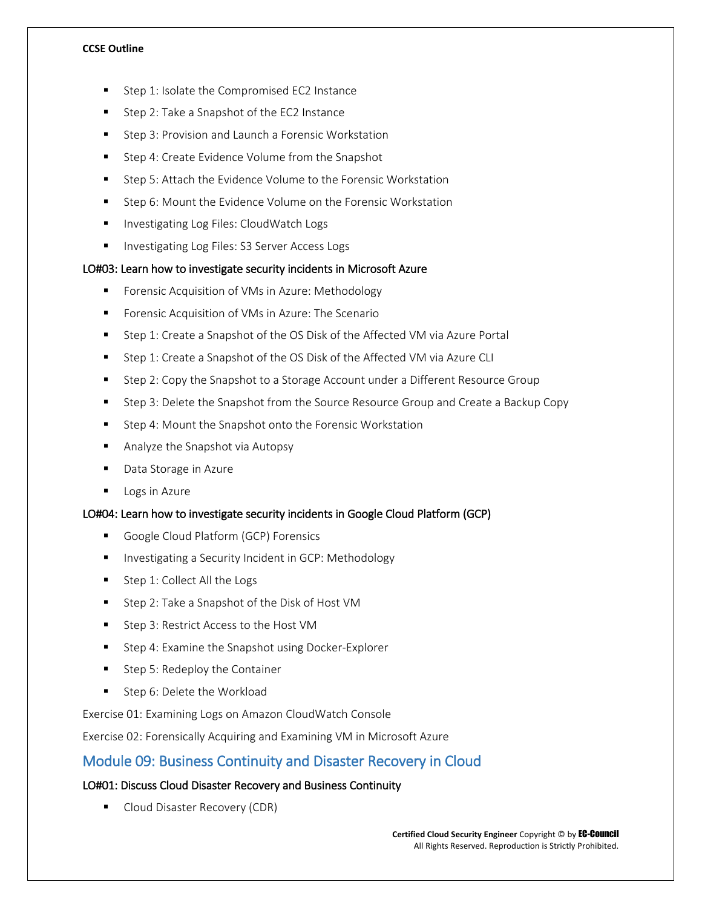- Step 1: Isolate the Compromised EC2 Instance
- Step 2: Take a Snapshot of the EC2 Instance
- Step 3: Provision and Launch a Forensic Workstation
- Step 4: Create Evidence Volume from the Snapshot
- Step 5: Attach the Evidence Volume to the Forensic Workstation
- Step 6: Mount the Evidence Volume on the Forensic Workstation
- Investigating Log Files: CloudWatch Logs
- Investigating Log Files: S3 Server Access Logs

#### LO#03: Learn how to investigate security incidents in Microsoft Azure

- Forensic Acquisition of VMs in Azure: Methodology
- Forensic Acquisition of VMs in Azure: The Scenario
- Step 1: Create a Snapshot of the OS Disk of the Affected VM via Azure Portal
- Step 1: Create a Snapshot of the OS Disk of the Affected VM via Azure CLI
- Step 2: Copy the Snapshot to a Storage Account under a Different Resource Group
- Step 3: Delete the Snapshot from the Source Resource Group and Create a Backup Copy
- Step 4: Mount the Snapshot onto the Forensic Workstation
- Analyze the Snapshot via Autopsy
- Data Storage in Azure
- Logs in Azure

#### LO#04: Learn how to investigate security incidents in Google Cloud Platform (GCP)

- Google Cloud Platform (GCP) Forensics
- Investigating a Security Incident in GCP: Methodology
- Step 1: Collect All the Logs
- Step 2: Take a Snapshot of the Disk of Host VM
- Step 3: Restrict Access to the Host VM
- Step 4: Examine the Snapshot using Docker-Explorer
- Step 5: Redeploy the Container
- Step 6: Delete the Workload

Exercise 01: Examining Logs on Amazon CloudWatch Console

Exercise 02: Forensically Acquiring and Examining VM in Microsoft Azure

## Module 09: Business Continuity and Disaster Recovery in Cloud

#### LO#01: Discuss Cloud Disaster Recovery and Business Continuity

- Cloud Disaster Recovery (CDR)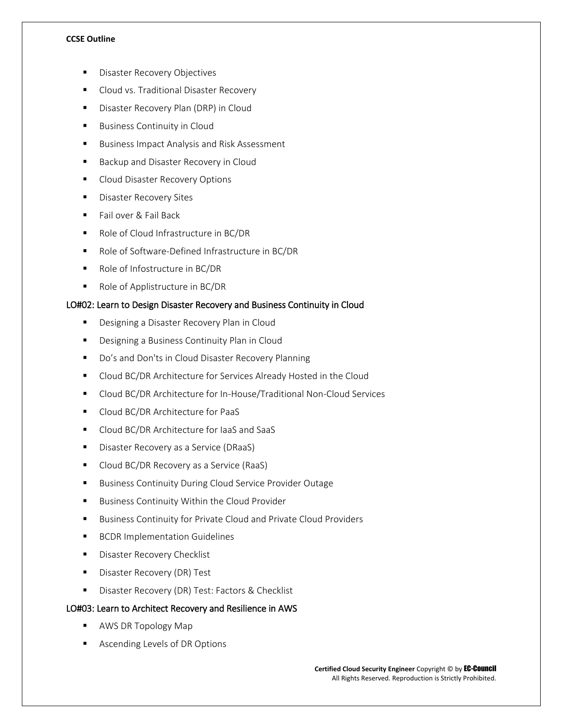- Disaster Recovery Objectives
- Cloud vs. Traditional Disaster Recovery
- Disaster Recovery Plan (DRP) in Cloud
- Business Continuity in Cloud
- Business Impact Analysis and Risk Assessment
- Backup and Disaster Recovery in Cloud
- Cloud Disaster Recovery Options
- Disaster Recovery Sites
- Fail over & Fail Back
- Role of Cloud Infrastructure in BC/DR
- Role of Software-Defined Infrastructure in BC/DR
- Role of Infostructure in BC/DR
- Role of Applistructure in BC/DR

### LO#02: Learn to Design Disaster Recovery and Business Continuity in Cloud

- Designing a Disaster Recovery Plan in Cloud
- Designing a Business Continuity Plan in Cloud
- Do's and Don'ts in Cloud Disaster Recovery Planning
- Cloud BC/DR Architecture for Services Already Hosted in the Cloud
- Cloud BC/DR Architecture for In-House/Traditional Non-Cloud Services
- Cloud BC/DR Architecture for PaaS
- Cloud BC/DR Architecture for IaaS and SaaS
- Disaster Recovery as a Service (DRaaS)
- Cloud BC/DR Recovery as a Service (RaaS)
- Business Continuity During Cloud Service Provider Outage
- Business Continuity Within the Cloud Provider
- Business Continuity for Private Cloud and Private Cloud Providers
- BCDR Implementation Guidelines
- Disaster Recovery Checklist
- Disaster Recovery (DR) Test
- Disaster Recovery (DR) Test: Factors & Checklist

### LO#03: Learn to Architect Recovery and Resilience in AWS

- AWS DR Topology Map
- Ascending Levels of DR Options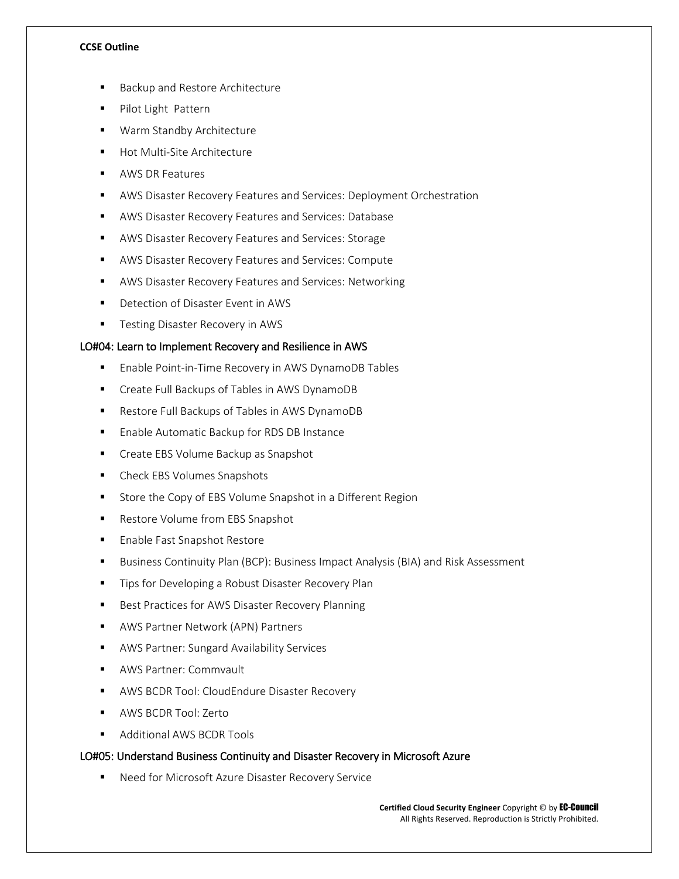- Backup and Restore Architecture
- Pilot Light  Pattern
- Warm Standby Architecture
- Hot Multi-Site Architecture
- AWS DR Features
- AWS Disaster Recovery Features and Services: Deployment Orchestration
- AWS Disaster Recovery Features and Services: Database
- AWS Disaster Recovery Features and Services: Storage
- AWS Disaster Recovery Features and Services: Compute
- AWS Disaster Recovery Features and Services: Networking
- Detection of Disaster Event in AWS
- Testing Disaster Recovery in AWS

### LO#04: Learn to Implement Recovery and Resilience in AWS

- Enable Point-in-Time Recovery in AWS DynamoDB Tables
- Create Full Backups of Tables in AWS DynamoDB
- Restore Full Backups of Tables in AWS DynamoDB
- Enable Automatic Backup for RDS DB Instance
- Create EBS Volume Backup as Snapshot
- Check EBS Volumes Snapshots
- Store the Copy of EBS Volume Snapshot in a Different Region
- Restore Volume from EBS Snapshot
- Enable Fast Snapshot Restore
- Business Continuity Plan (BCP): Business Impact Analysis (BIA) and Risk Assessment
- Tips for Developing a Robust Disaster Recovery Plan
- Best Practices for AWS Disaster Recovery Planning
- AWS Partner Network (APN) Partners
- AWS Partner: Sungard Availability Services
- AWS Partner: Commvault
- AWS BCDR Tool: CloudEndure Disaster Recovery
- AWS BCDR Tool: Zerto
- Additional AWS BCDR Tools

### LO#05: Understand Business Continuity and Disaster Recovery in Microsoft Azure

- Need for Microsoft Azure Disaster Recovery Service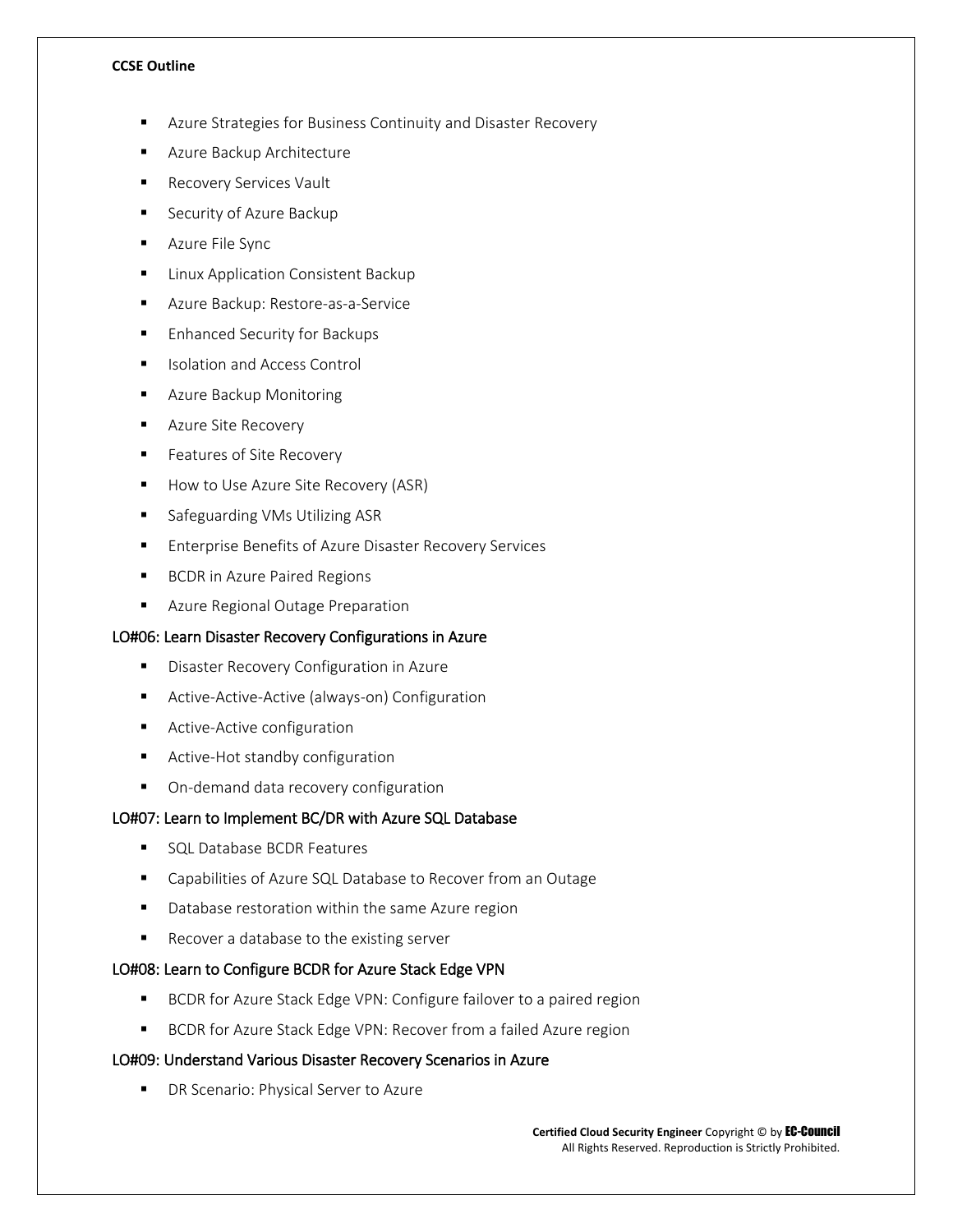- Azure Strategies for Business Continuity and Disaster Recovery
- Azure Backup Architecture
- Recovery Services Vault
- Security of Azure Backup
- Azure File Sync
- Linux Application Consistent Backup
- Azure Backup: Restore-as-a-Service
- Enhanced Security for Backups
- Isolation and Access Control
- Azure Backup Monitoring
- Azure Site Recovery
- Features of Site Recovery
- How to Use Azure Site Recovery (ASR)
- Safeguarding VMs Utilizing ASR
- Enterprise Benefits of Azure Disaster Recovery Services
- BCDR in Azure Paired Regions
- Azure Regional Outage Preparation

### LO#06: Learn Disaster Recovery Configurations in Azure

- Disaster Recovery Configuration in Azure
- Active-Active-Active (always-on) Configuration
- Active-Active configuration
- Active-Hot standby configuration
- On-demand data recovery configuration

### LO#07: Learn to Implement BC/DR with Azure SQL Database

- SQL Database BCDR Features
- Capabilities of Azure SQL Database to Recover from an Outage
- Database restoration within the same Azure region
- Recover a database to the existing server

### LO#08: Learn to Configure BCDR for Azure Stack Edge VPN

- BCDR for Azure Stack Edge VPN: Configure failover to a paired region
- BCDR for Azure Stack Edge VPN: Recover from a failed Azure region

### LO#09: Understand Various Disaster Recovery Scenarios in Azure

- DR Scenario: Physical Server to Azure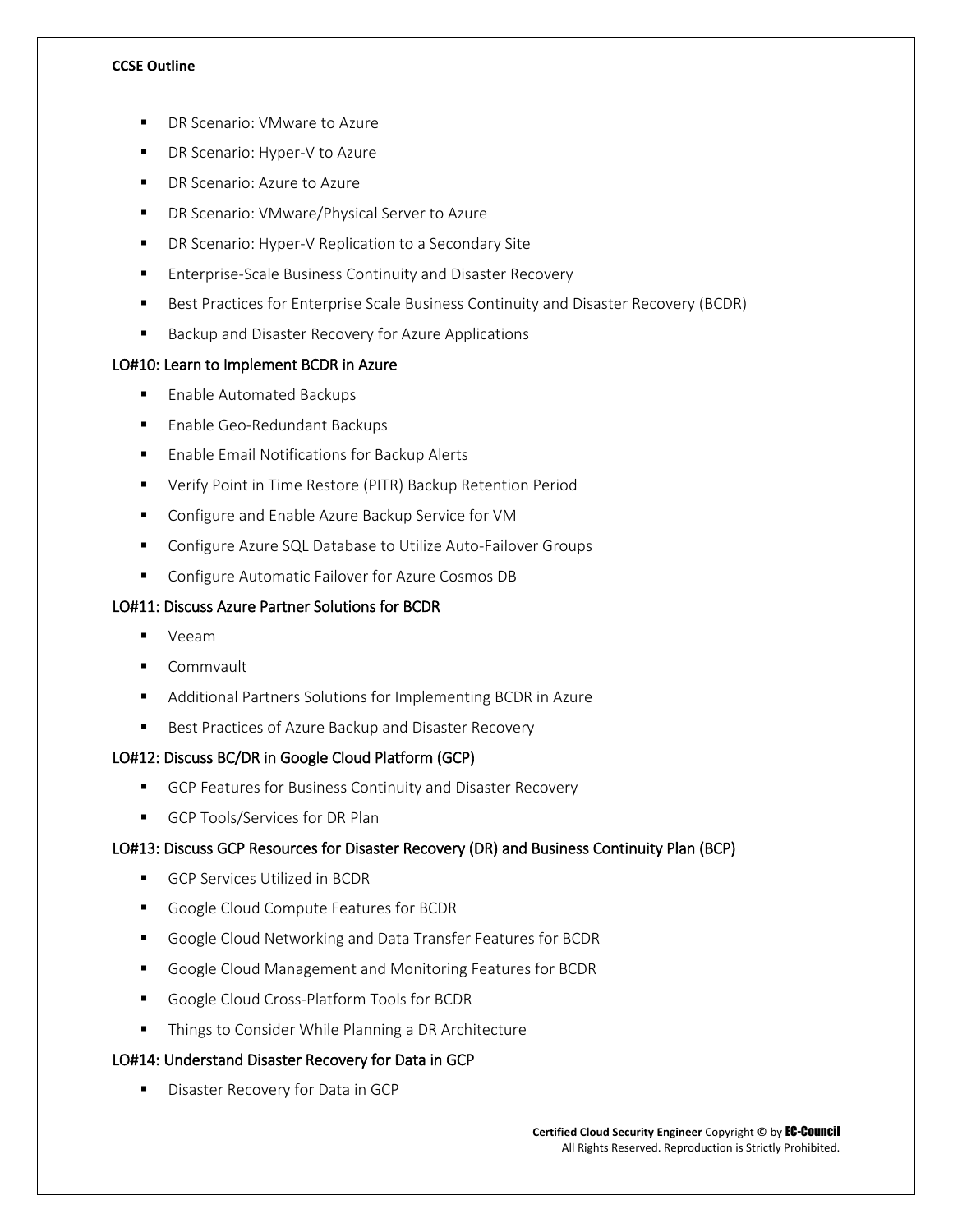- DR Scenario: VMware to Azure
- DR Scenario: Hyper-V to Azure
- DR Scenario: Azure to Azure
- DR Scenario: VMware/Physical Server to Azure
- DR Scenario: Hyper-V Replication to a Secondary Site
- Enterprise-Scale Business Continuity and Disaster Recovery
- Best Practices for Enterprise Scale Business Continuity and Disaster Recovery (BCDR)
- Backup and Disaster Recovery for Azure Applications

### LO#10: Learn to Implement BCDR in Azure

- Enable Automated Backups
- Enable Geo-Redundant Backups
- Enable Email Notifications for Backup Alerts
- Verify Point in Time Restore (PITR) Backup Retention Period
- Configure and Enable Azure Backup Service for VM
- Configure Azure SQL Database to Utilize Auto-Failover Groups
- Configure Automatic Failover for Azure Cosmos DB

### LO#11: Discuss Azure Partner Solutions for BCDR

- Veeam
- Commvault
- Additional Partners Solutions for Implementing BCDR in Azure
- Best Practices of Azure Backup and Disaster Recovery

### LO#12: Discuss BC/DR in Google Cloud Platform (GCP)

- GCP Features for Business Continuity and Disaster Recovery
- GCP Tools/Services for DR Plan

### LO#13: Discuss GCP Resources for Disaster Recovery (DR) and Business Continuity Plan (BCP)

- GCP Services Utilized in BCDR
- Google Cloud Compute Features for BCDR
- Google Cloud Networking and Data Transfer Features for BCDR
- Google Cloud Management and Monitoring Features for BCDR
- Google Cloud Cross-Platform Tools for BCDR
- Things to Consider While Planning a DR Architecture

### LO#14: Understand Disaster Recovery for Data in GCP

- Disaster Recovery for Data in GCP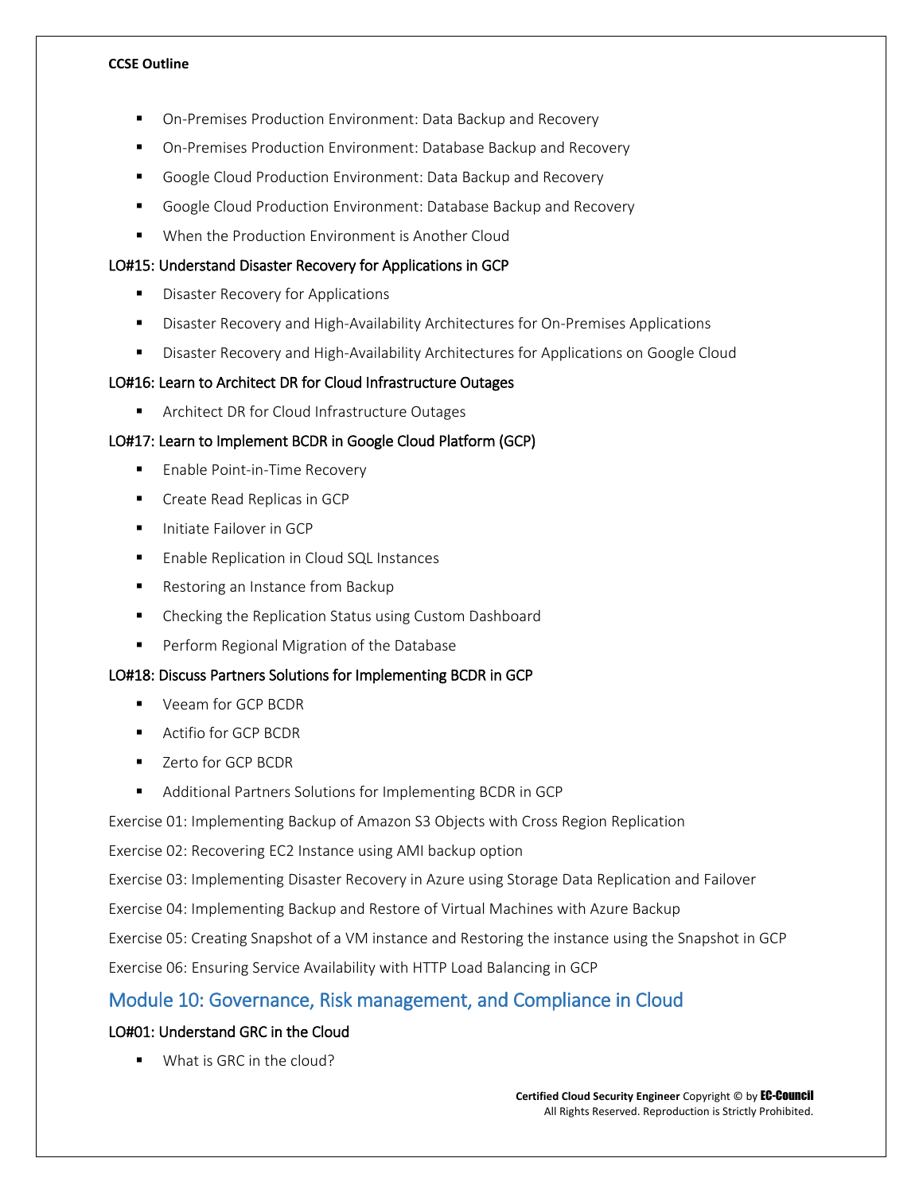- On-Premises Production Environment: Data Backup and Recovery
- On-Premises Production Environment: Database Backup and Recovery
- Google Cloud Production Environment: Data Backup and Recovery
- Google Cloud Production Environment: Database Backup and Recovery
- When the Production Environment is Another Cloud

### LO#15: Understand Disaster Recovery for Applications in GCP

- Disaster Recovery for Applications
- Disaster Recovery and High-Availability Architectures for On-Premises Applications
- Disaster Recovery and High-Availability Architectures for Applications on Google Cloud

### LO#16: Learn to Architect DR for Cloud Infrastructure Outages

- Architect DR for Cloud Infrastructure Outages

### LO#17: Learn to Implement BCDR in Google Cloud Platform (GCP)

- Enable Point-in-Time Recovery
- Create Read Replicas in GCP
- Initiate Failover in GCP
- Enable Replication in Cloud SQL Instances
- Restoring an Instance from Backup
- Checking the Replication Status using Custom Dashboard
- Perform Regional Migration of the Database

### LO#18: Discuss Partners Solutions for Implementing BCDR in GCP

- Veeam for GCP BCDR
- Actifio for GCP BCDR
- Zerto for GCP BCDR
- Additional Partners Solutions for Implementing BCDR in GCP

Exercise 01: Implementing Backup of Amazon S3 Objects with Cross Region Replication

Exercise 02: Recovering EC2 Instance using AMI backup option

Exercise 03: Implementing Disaster Recovery in Azure using Storage Data Replication and Failover

Exercise 04: Implementing Backup and Restore of Virtual Machines with Azure Backup

Exercise 05: Creating Snapshot of a VM instance and Restoring the instance using the Snapshot in GCP

Exercise 06: Ensuring Service Availability with HTTP Load Balancing in GCP

## Module 10: Governance, Risk management, and Compliance in Cloud

### LO#01: Understand GRC in the Cloud

- What is GRC in the cloud?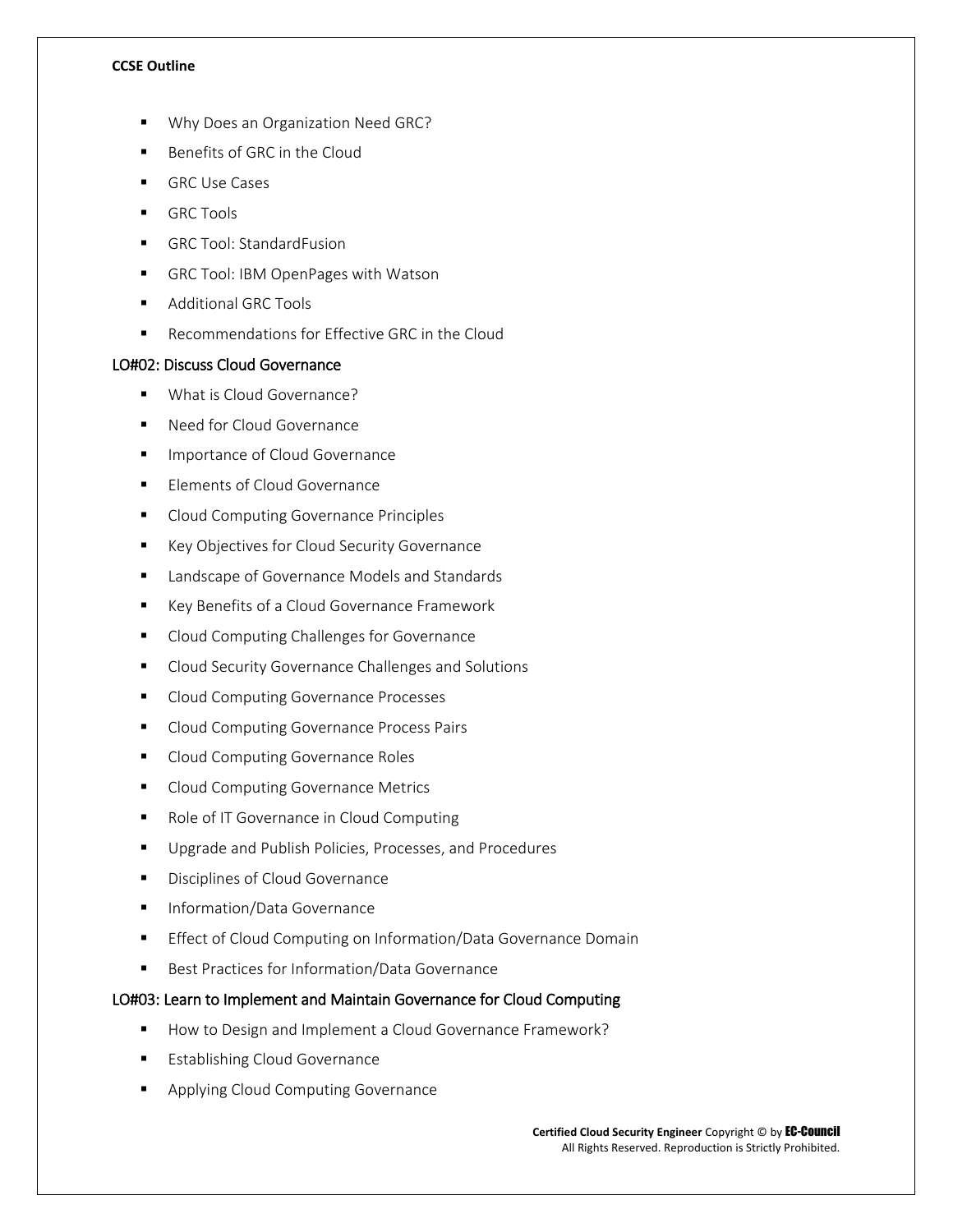- Why Does an Organization Need GRC?
- Benefits of GRC in the Cloud
- GRC Use Cases
- GRC Tools
- GRC Tool: StandardFusion
- GRC Tool: IBM OpenPages with Watson
- Additional GRC Tools
- Recommendations for Effective GRC in the Cloud

### LO#02: Discuss Cloud Governance

- What is Cloud Governance?
- Need for Cloud Governance
- Importance of Cloud Governance
- Elements of Cloud Governance
- Cloud Computing Governance Principles
- Key Objectives for Cloud Security Governance
- Landscape of Governance Models and Standards
- Key Benefits of a Cloud Governance Framework
- Cloud Computing Challenges for Governance
- Cloud Security Governance Challenges and Solutions
- Cloud Computing Governance Processes
- Cloud Computing Governance Process Pairs
- Cloud Computing Governance Roles
- Cloud Computing Governance Metrics
- Role of IT Governance in Cloud Computing
- Upgrade and Publish Policies, Processes, and Procedures
- Disciplines of Cloud Governance
- Information/Data Governance
- Effect of Cloud Computing on Information/Data Governance Domain
- Best Practices for Information/Data Governance

### LO#03: Learn to Implement and Maintain Governance for Cloud Computing

- How to Design and Implement a Cloud Governance Framework?
- Establishing Cloud Governance
- Applying Cloud Computing Governance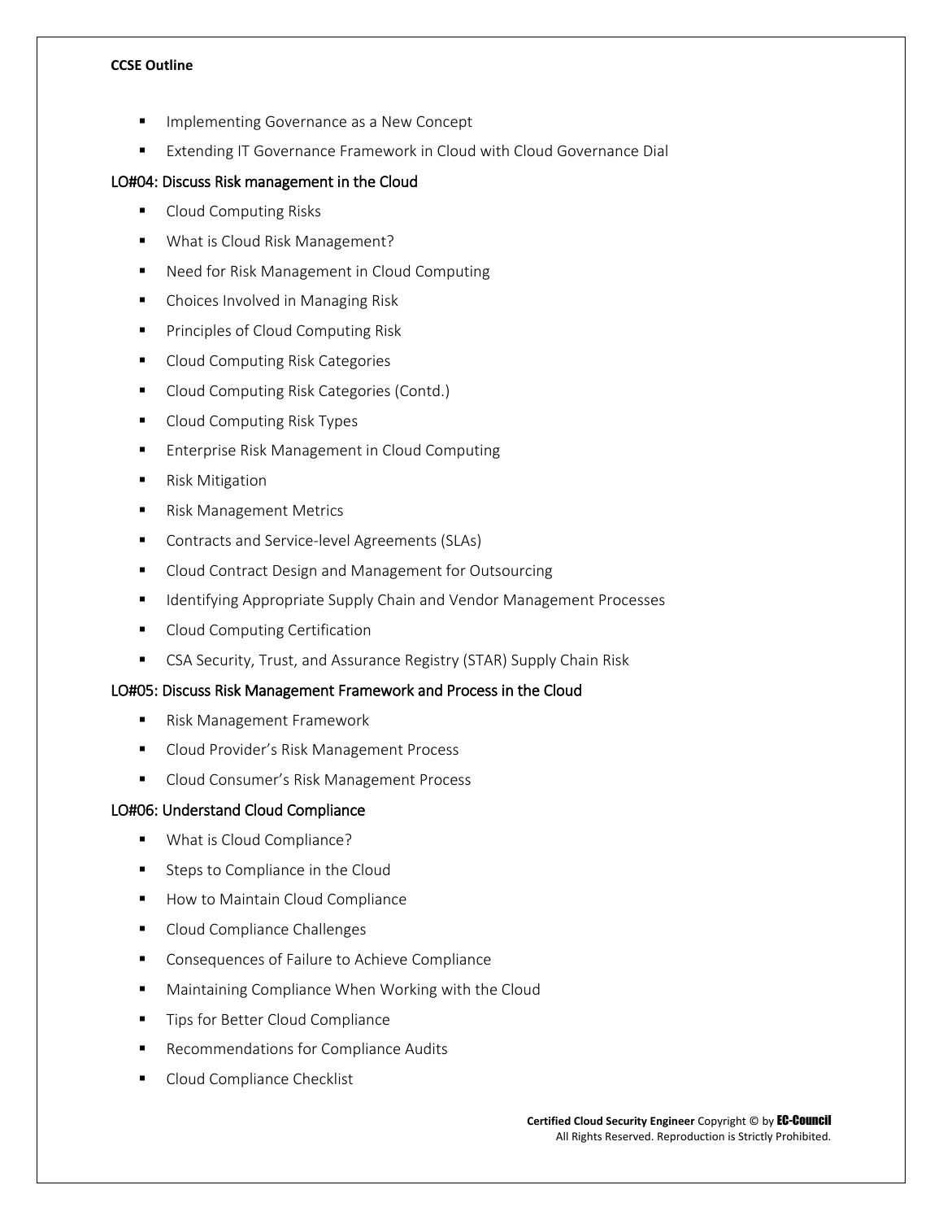- Implementing Governance as a New Concept
- Extending IT Governance Framework in Cloud with Cloud Governance Dial

### LO#04: Discuss Risk management in the Cloud

- Cloud Computing Risks
- What is Cloud Risk Management?
- Need for Risk Management in Cloud Computing
- Choices Involved in Managing Risk
- Principles of Cloud Computing Risk
- Cloud Computing Risk Categories
- Cloud Computing Risk Categories (Contd.)
- Cloud Computing Risk Types
- Enterprise Risk Management in Cloud Computing
- Risk Mitigation
- Risk Management Metrics
- Contracts and Service-level Agreements (SLAs)
- Cloud Contract Design and Management for Outsourcing
- Identifying Appropriate Supply Chain and Vendor Management Processes
- Cloud Computing Certification
- CSA Security, Trust, and Assurance Registry (STAR) Supply Chain Risk

### LO#05: Discuss Risk Management Framework and Process in the Cloud

- Risk Management Framework
- Cloud Provider's Risk Management Process
- Cloud Consumer's Risk Management Process

### LO#06: Understand Cloud Compliance

- What is Cloud Compliance?
- Steps to Compliance in the Cloud
- How to Maintain Cloud Compliance
- Cloud Compliance Challenges
- Consequences of Failure to Achieve Compliance
- Maintaining Compliance When Working with the Cloud
- Tips for Better Cloud Compliance
- Recommendations for Compliance Audits
- Cloud Compliance Checklist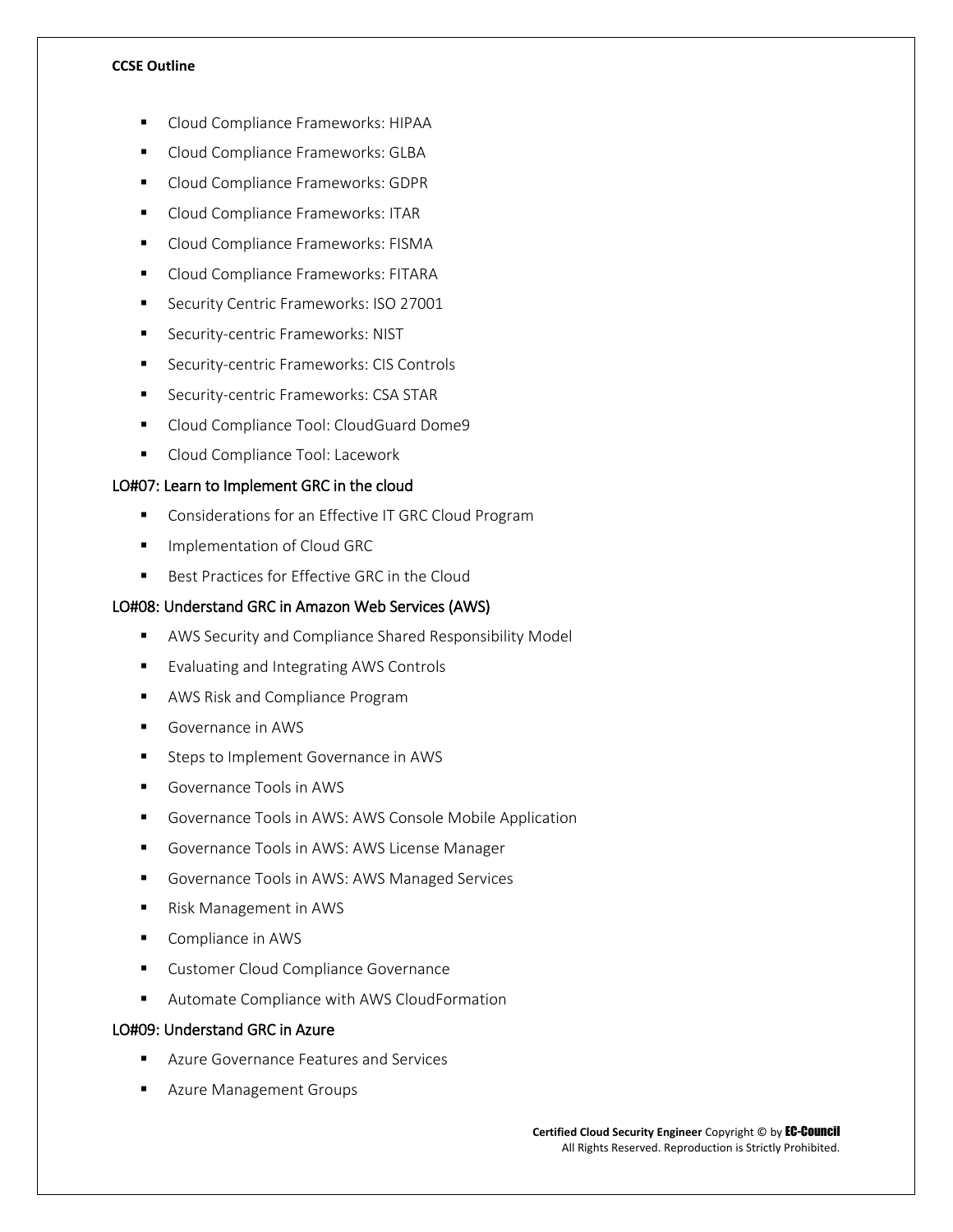- Cloud Compliance Frameworks: HIPAA
- Cloud Compliance Frameworks: GLBA
- Cloud Compliance Frameworks: GDPR
- Cloud Compliance Frameworks: ITAR
- Cloud Compliance Frameworks: FISMA
- Cloud Compliance Frameworks: FITARA
- Security Centric Frameworks: ISO 27001
- Security-centric Frameworks: NIST
- Security-centric Frameworks: CIS Controls
- Security-centric Frameworks: CSA STAR
- Cloud Compliance Tool: CloudGuard Dome9
- Cloud Compliance Tool: Lacework

### LO#07: Learn to Implement GRC in the cloud

- Considerations for an Effective IT GRC Cloud Program
- Implementation of Cloud GRC
- Best Practices for Effective GRC in the Cloud

### LO#08: Understand GRC in Amazon Web Services (AWS)

- AWS Security and Compliance Shared Responsibility Model
- Evaluating and Integrating AWS Controls
- AWS Risk and Compliance Program
- Governance in AWS
- Steps to Implement Governance in AWS
- Governance Tools in AWS
- Governance Tools in AWS: AWS Console Mobile Application
- Governance Tools in AWS: AWS License Manager
- Governance Tools in AWS: AWS Managed Services
- Risk Management in AWS
- Compliance in AWS
- Customer Cloud Compliance Governance
- Automate Compliance with AWS CloudFormation

### LO#09: Understand GRC in Azure

- Azure Governance Features and Services
- Azure Management Groups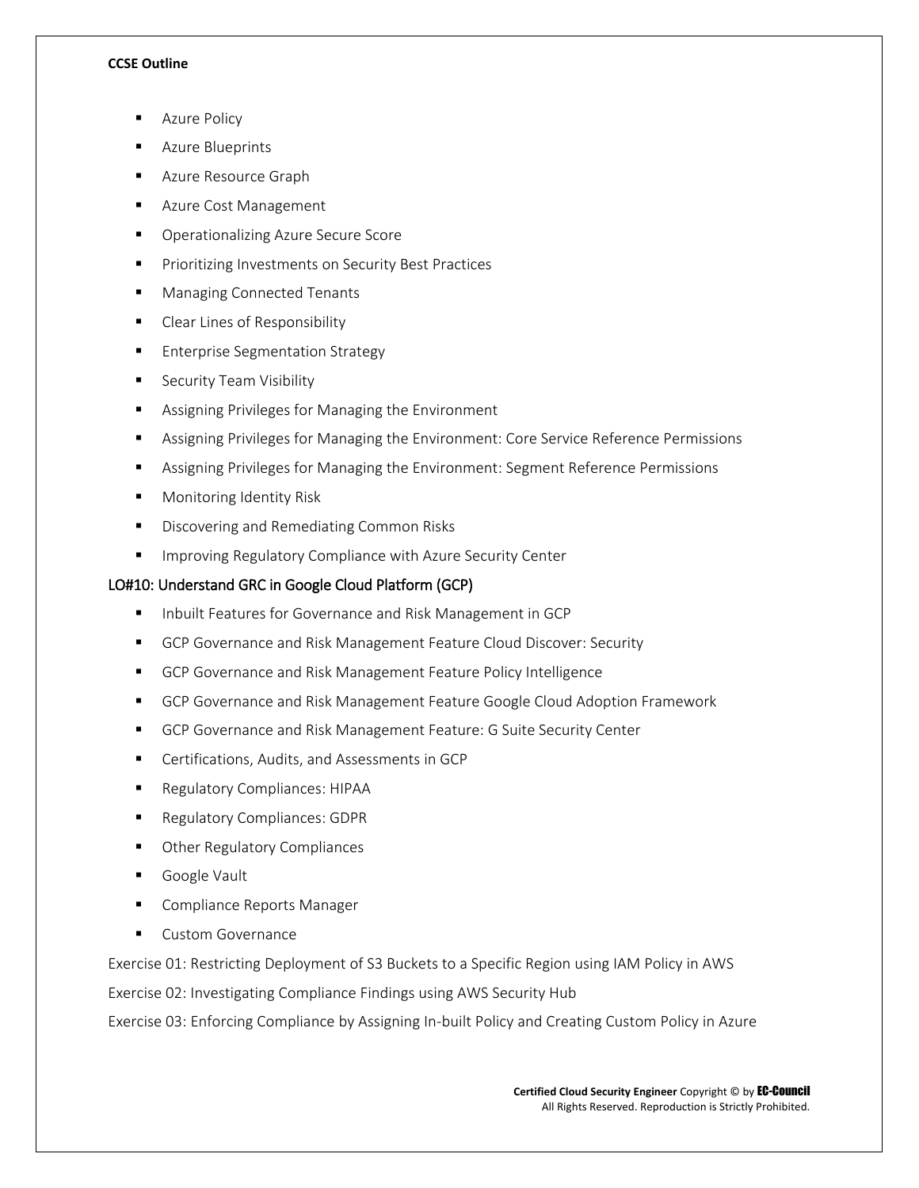- Azure Policy
- Azure Blueprints
- Azure Resource Graph
- Azure Cost Management
- Operationalizing Azure Secure Score
- Prioritizing Investments on Security Best Practices
- Managing Connected Tenants
- Clear Lines of Responsibility
- Enterprise Segmentation Strategy
- Security Team Visibility
- Assigning Privileges for Managing the Environment
- Assigning Privileges for Managing the Environment: Core Service Reference Permissions
- Assigning Privileges for Managing the Environment: Segment Reference Permissions
- Monitoring Identity Risk
- Discovering and Remediating Common Risks
- Improving Regulatory Compliance with Azure Security Center

## LO#10: Understand GRC in Google Cloud Platform (GCP)

- Inbuilt Features for Governance and Risk Management in GCP
- GCP Governance and Risk Management Feature Cloud Discover: Security
- GCP Governance and Risk Management Feature Policy Intelligence
- GCP Governance and Risk Management Feature Google Cloud Adoption Framework
- GCP Governance and Risk Management Feature: G Suite Security Center
- Certifications, Audits, and Assessments in GCP
- Regulatory Compliances: HIPAA
- Regulatory Compliances: GDPR
- Other Regulatory Compliances
- Google Vault
- Compliance Reports Manager
- Custom Governance

Exercise 01: Restricting Deployment of S3 Buckets to a Specific Region using IAM Policy in AWS

Exercise 02: Investigating Compliance Findings using AWS Security Hub

Exercise 03: Enforcing Compliance by Assigning In-built Policy and Creating Custom Policy in Azure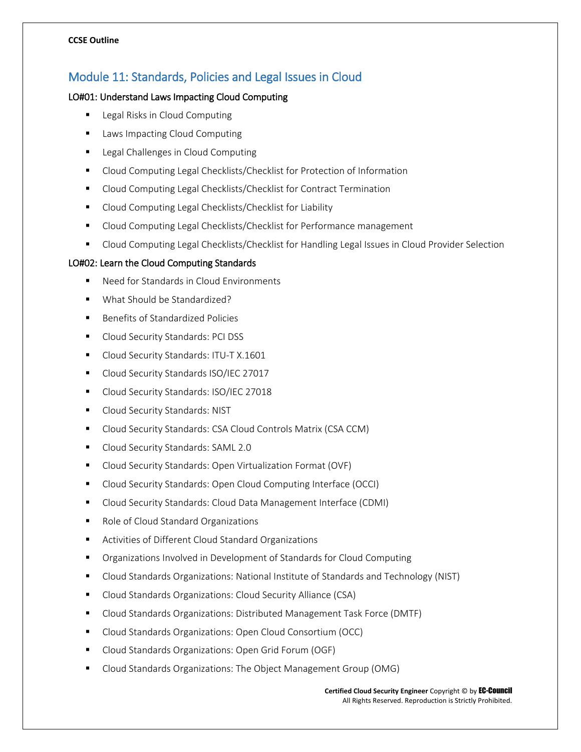## Module 11: Standards, Policies and Legal Issues in Cloud

### LO#01: Understand Laws Impacting Cloud Computing

- Legal Risks in Cloud Computing
- Laws Impacting Cloud Computing
- Legal Challenges in Cloud Computing
- Cloud Computing Legal Checklists/Checklist for Protection of Information
- Cloud Computing Legal Checklists/Checklist for Contract Termination
- Cloud Computing Legal Checklists/Checklist for Liability
- Cloud Computing Legal Checklists/Checklist for Performance management
- Cloud Computing Legal Checklists/Checklist for Handling Legal Issues in Cloud Provider Selection

### LO#02: Learn the Cloud Computing Standards

- Need for Standards in Cloud Environments
- What Should be Standardized?
- Benefits of Standardized Policies
- Cloud Security Standards: PCI DSS
- Cloud Security Standards: ITU-T X.1601
- Cloud Security Standards ISO/IEC 27017
- Cloud Security Standards: ISO/IEC 27018
- Cloud Security Standards: NIST
- Cloud Security Standards: CSA Cloud Controls Matrix (CSA CCM)
- Cloud Security Standards: SAML 2.0
- Cloud Security Standards: Open Virtualization Format (OVF)
- Cloud Security Standards: Open Cloud Computing Interface (OCCI)
- Cloud Security Standards: Cloud Data Management Interface (CDMI)
- Role of Cloud Standard Organizations
- Activities of Different Cloud Standard Organizations
- Organizations Involved in Development of Standards for Cloud Computing
- Cloud Standards Organizations: National Institute of Standards and Technology (NIST)
- Cloud Standards Organizations: Cloud Security Alliance (CSA)
- Cloud Standards Organizations: Distributed Management Task Force (DMTF)
- Cloud Standards Organizations: Open Cloud Consortium (OCC)
- Cloud Standards Organizations: Open Grid Forum (OGF)
- Cloud Standards Organizations: The Object Management Group (OMG)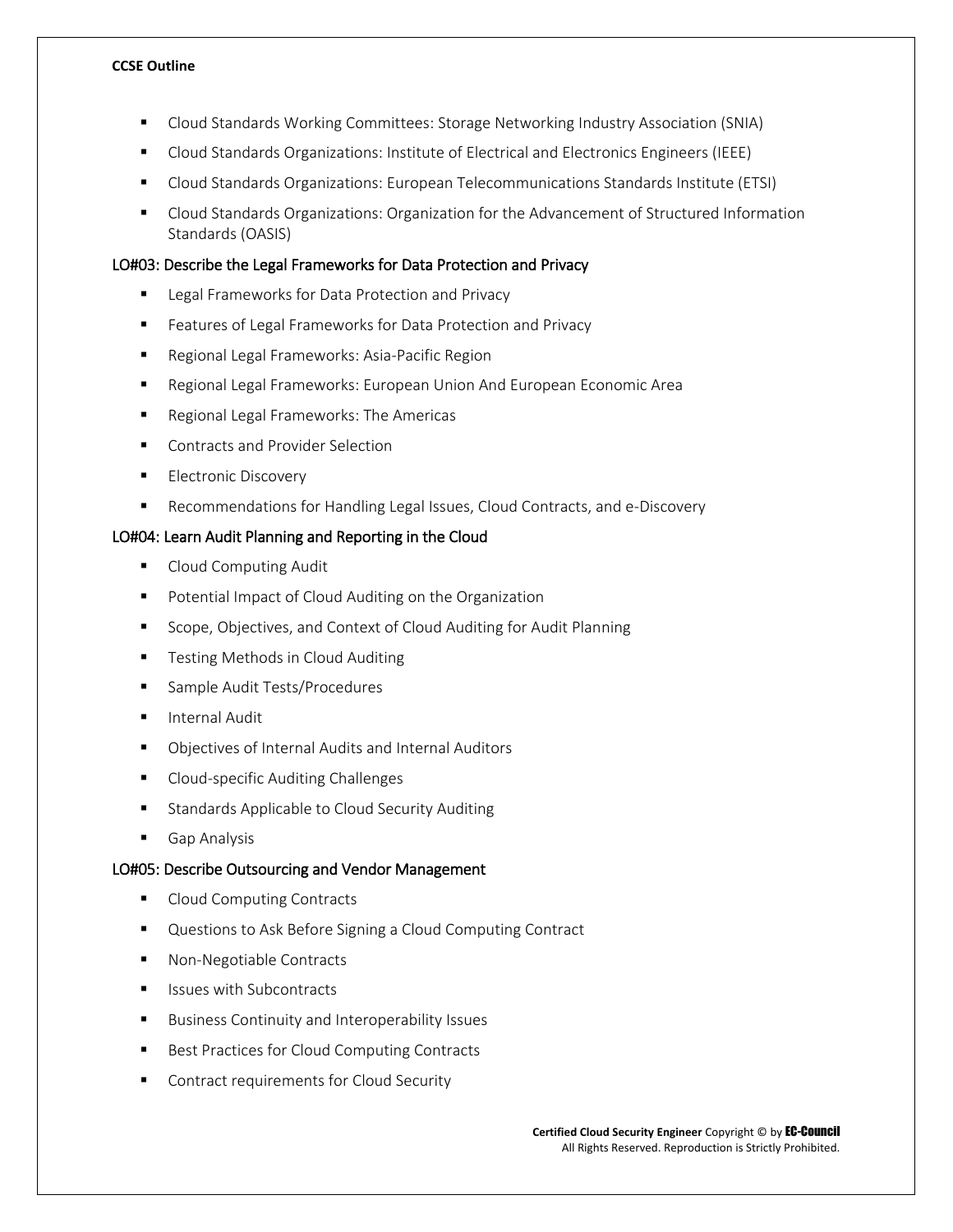- Cloud Standards Working Committees: Storage Networking Industry Association (SNIA)
- Cloud Standards Organizations: Institute of Electrical and Electronics Engineers (IEEE)
- Cloud Standards Organizations: European Telecommunications Standards Institute (ETSI)
- Cloud Standards Organizations: Organization for the Advancement of Structured Information Standards (OASIS)

### LO#03: Describe the Legal Frameworks for Data Protection and Privacy

- Legal Frameworks for Data Protection and Privacy
- Features of Legal Frameworks for Data Protection and Privacy
- Regional Legal Frameworks: Asia-Pacific Region
- Regional Legal Frameworks: European Union And European Economic Area
- Regional Legal Frameworks: The Americas
- Contracts and Provider Selection
- Electronic Discovery
- Recommendations for Handling Legal Issues, Cloud Contracts, and e-Discovery

### LO#04: Learn Audit Planning and Reporting in the Cloud

- Cloud Computing Audit
- Potential Impact of Cloud Auditing on the Organization
- Scope, Objectives, and Context of Cloud Auditing for Audit Planning
- Testing Methods in Cloud Auditing
- Sample Audit Tests/Procedures
- Internal Audit
- Objectives of Internal Audits and Internal Auditors
- Cloud-specific Auditing Challenges
- Standards Applicable to Cloud Security Auditing
- Gap Analysis

### LO#05: Describe Outsourcing and Vendor Management

- Cloud Computing Contracts
- Questions to Ask Before Signing a Cloud Computing Contract
- Non-Negotiable Contracts
- Issues with Subcontracts
- Business Continuity and Interoperability Issues
- Best Practices for Cloud Computing Contracts
- Contract requirements for Cloud Security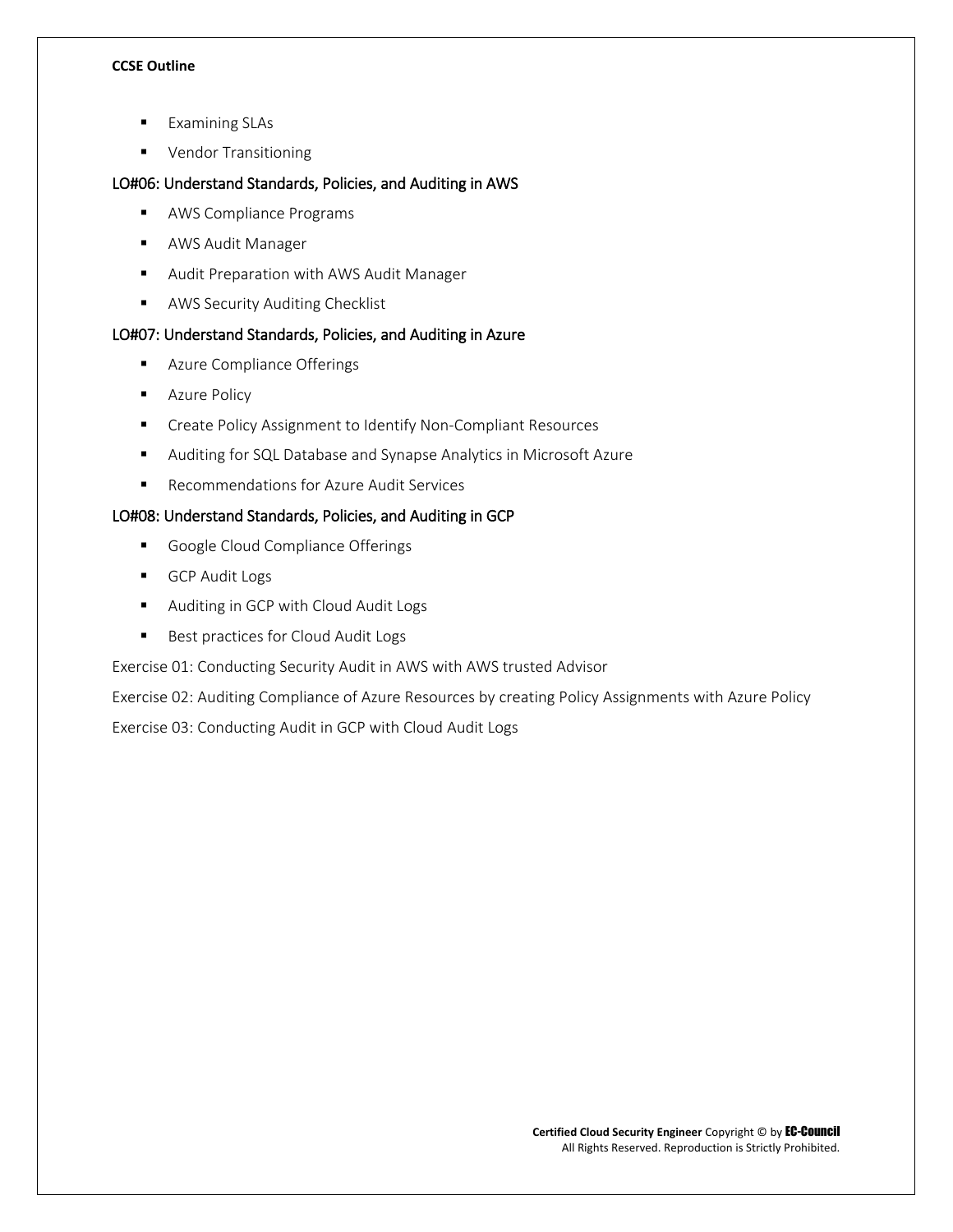- Examining SLAs
- Vendor Transitioning

### LO#06: Understand Standards, Policies, and Auditing in AWS

- AWS Compliance Programs
- AWS Audit Manager
- Audit Preparation with AWS Audit Manager
- AWS Security Auditing Checklist

### LO#07: Understand Standards, Policies, and Auditing in Azure

- Azure Compliance Offerings
- Azure Policy
- Create Policy Assignment to Identify Non-Compliant Resources
- Auditing for SQL Database and Synapse Analytics in Microsoft Azure
- Recommendations for Azure Audit Services

### LO#08: Understand Standards, Policies, and Auditing in GCP

- Google Cloud Compliance Offerings
- GCP Audit Logs
- Auditing in GCP with Cloud Audit Logs
- Best practices for Cloud Audit Logs

Exercise 01: Conducting Security Audit in AWS with AWS trusted Advisor

Exercise 02: Auditing Compliance of Azure Resources by creating Policy Assignments with Azure Policy

Exercise 03: Conducting Audit in GCP with Cloud Audit Logs